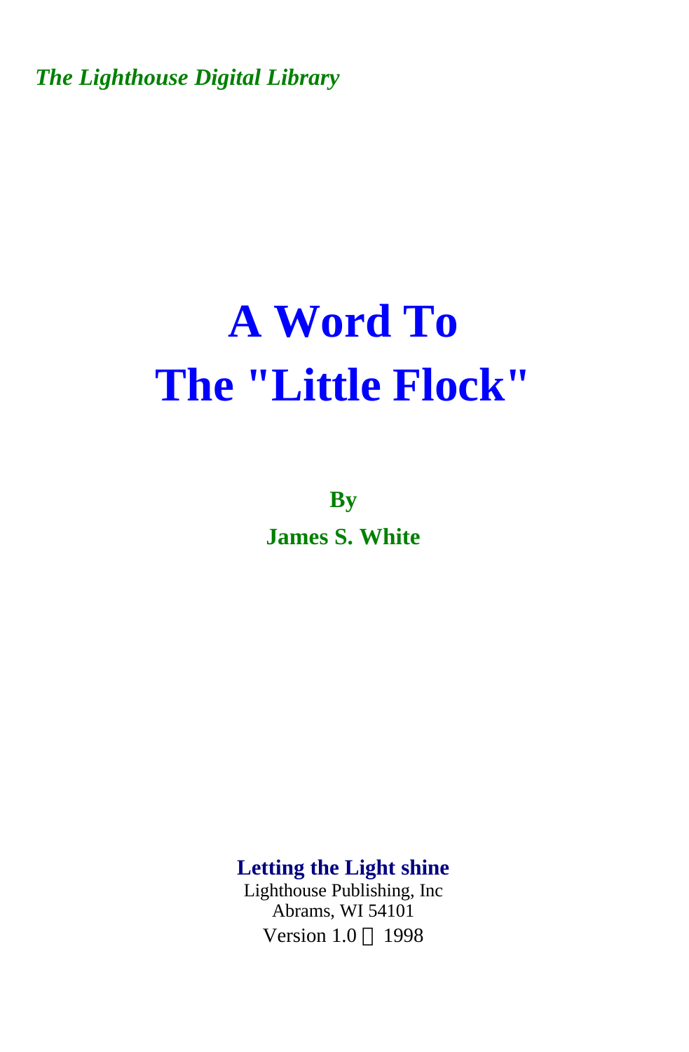*The Lighthouse Digital Library*

# A Word To The "Little Flock"

**By**

**James S. White**

**Letting the Light shine**

Lighthouse Publishing, Inc
Abrams, WI 54101
Version 1.0 © 1998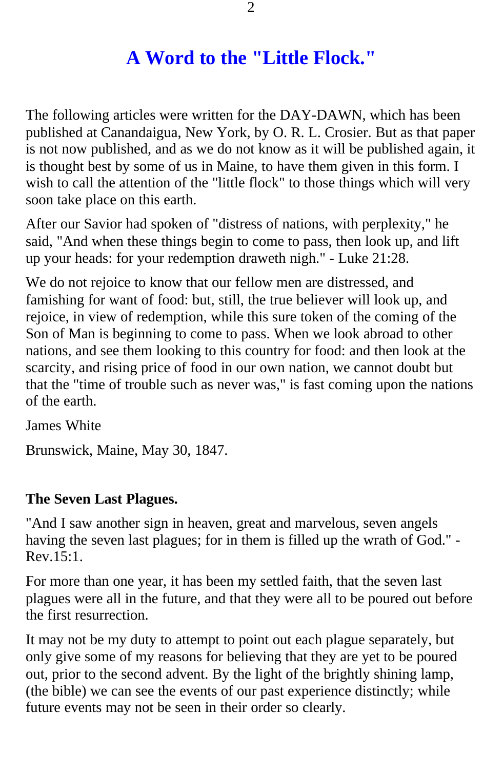# A Word to the "Little Flock."

The following articles were written for the DAY-DAWN, which has been published at Canandaigua, New York, by O. R. L. Crosier. But as that paper is not now published, and as we do not know as it will be published again, it is thought best by some of us in Maine, to have them given in this form. I wish to call the attention of the "little flock" to those things which will very soon take place on this earth.

After our Savior had spoken of "distress of nations, with perplexity," he said, "And when these things begin to come to pass, then look up, and lift up your heads: for your redemption draweth nigh." - Luke 21:28.

We do not rejoice to know that our fellow men are distressed, and famishing for want of food: but, still, the true believer will look up, and rejoice, in view of redemption, while this sure token of the coming of the Son of Man is beginning to come to pass. When we look abroad to other nations, and see them looking to this country for food: and then look at the scarcity, and rising price of food in our own nation, we cannot doubt but that the "time of trouble such as never was," is fast coming upon the nations of the earth.

James White

Brunswick, Maine, May 30, 1847.

**The Seven Last Plagues.**

"And I saw another sign in heaven, great and marvelous, seven angels having the seven last plagues; for in them is filled up the wrath of God." - Rev.15:1.

For more than one year, it has been my settled faith, that the seven last plagues were all in the future, and that they were all to be poured out before the first resurrection.

It may not be my duty to attempt to point out each plague separately, but only give some of my reasons for believing that they are yet to be poured out, prior to the second advent. By the light of the brightly shining lamp, (the bible) we can see the events of our past experience distinctly; while future events may not be seen in their order so clearly.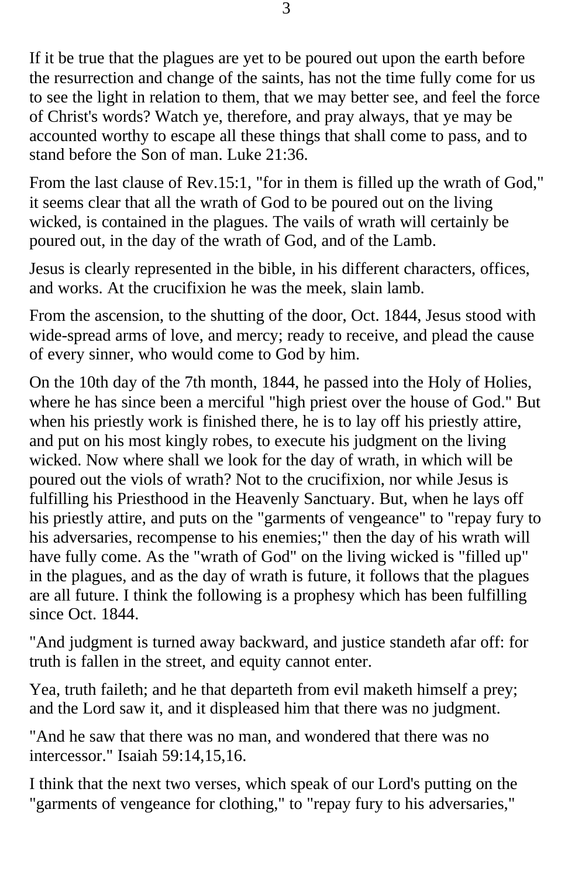If it be true that the plagues are yet to be poured out upon the earth before the resurrection and change of the saints, has not the time fully come for us to see the light in relation to them, that we may better see, and feel the force of Christ's words? Watch ye, therefore, and pray always, that ye may be accounted worthy to escape all these things that shall come to pass, and to stand before the Son of man. Luke 21:36.

From the last clause of Rev.15:1, "for in them is filled up the wrath of God," it seems clear that all the wrath of God to be poured out on the living wicked, is contained in the plagues. The vails of wrath will certainly be poured out, in the day of the wrath of God, and of the Lamb.

Jesus is clearly represented in the bible, in his different characters, offices, and works. At the crucifixion he was the meek, slain lamb.

From the ascension, to the shutting of the door, Oct. 1844, Jesus stood with wide-spread arms of love, and mercy; ready to receive, and plead the cause of every sinner, who would come to God by him.

On the 10th day of the 7th month, 1844, he passed into the Holy of Holies, where he has since been a merciful "high priest over the house of God." But when his priestly work is finished there, he is to lay off his priestly attire, and put on his most kingly robes, to execute his judgment on the living wicked. Now where shall we look for the day of wrath, in which will be poured out the viols of wrath? Not to the crucifixion, nor while Jesus is fulfilling his Priesthood in the Heavenly Sanctuary. But, when he lays off his priestly attire, and puts on the "garments of vengeance" to "repay fury to his adversaries, recompense to his enemies;" then the day of his wrath will have fully come. As the "wrath of God" on the living wicked is "filled up" in the plagues, and as the day of wrath is future, it follows that the plagues are all future. I think the following is a prophesy which has been fulfilling since Oct. 1844.

"And judgment is turned away backward, and justice standeth afar off: for truth is fallen in the street, and equity cannot enter.

Yea, truth faileth; and he that departeth from evil maketh himself a prey; and the Lord saw it, and it displeased him that there was no judgment.

"And he saw that there was no man, and wondered that there was no intercessor." Isaiah 59:14,15,16.

I think that the next two verses, which speak of our Lord's putting on the "garments of vengeance for clothing," to "repay fury to his adversaries,"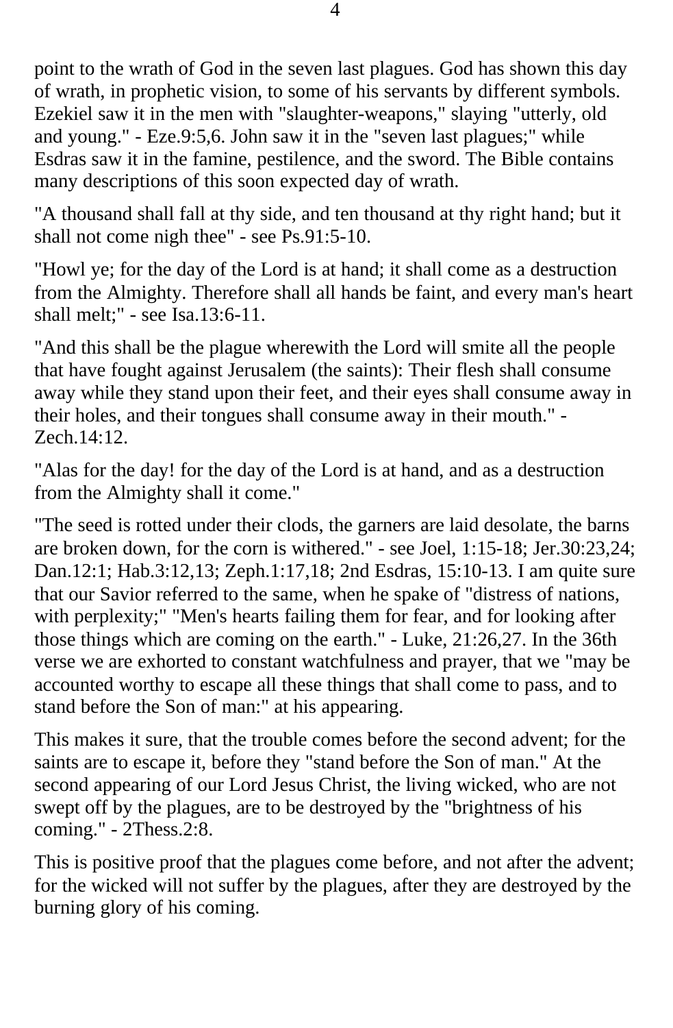point to the wrath of God in the seven last plagues. God has shown this day of wrath, in prophetic vision, to some of his servants by different symbols. Ezekiel saw it in the men with "slaughter-weapons," slaying "utterly, old and young." - Eze.9:5,6. John saw it in the "seven last plagues;" while Esdras saw it in the famine, pestilence, and the sword. The Bible contains many descriptions of this soon expected day of wrath.

"A thousand shall fall at thy side, and ten thousand at thy right hand; but it shall not come nigh thee" - see Ps.91:5-10.

"Howl ye; for the day of the Lord is at hand; it shall come as a destruction from the Almighty. Therefore shall all hands be faint, and every man's heart shall melt;" - see Isa.13:6-11.

"And this shall be the plague wherewith the Lord will smite all the people that have fought against Jerusalem (the saints): Their flesh shall consume away while they stand upon their feet, and their eyes shall consume away in their holes, and their tongues shall consume away in their mouth." - Zech.14:12.

"Alas for the day! for the day of the Lord is at hand, and as a destruction from the Almighty shall it come."

"The seed is rotted under their clods, the garners are laid desolate, the barns are broken down, for the corn is withered." - see Joel, 1:15-18; Jer.30:23,24; Dan.12:1; Hab.3:12,13; Zeph.1:17,18; 2nd Esdras, 15:10-13. I am quite sure that our Savior referred to the same, when he spake of "distress of nations, with perplexity;" "Men's hearts failing them for fear, and for looking after those things which are coming on the earth." - Luke, 21:26,27. In the 36th verse we are exhorted to constant watchfulness and prayer, that we "may be accounted worthy to escape all these things that shall come to pass, and to stand before the Son of man:" at his appearing.

This makes it sure, that the trouble comes before the second advent; for the saints are to escape it, before they "stand before the Son of man." At the second appearing of our Lord Jesus Christ, the living wicked, who are not swept off by the plagues, are to be destroyed by the "brightness of his coming." - 2Thess.2:8.

This is positive proof that the plagues come before, and not after the advent; for the wicked will not suffer by the plagues, after they are destroyed by the burning glory of his coming.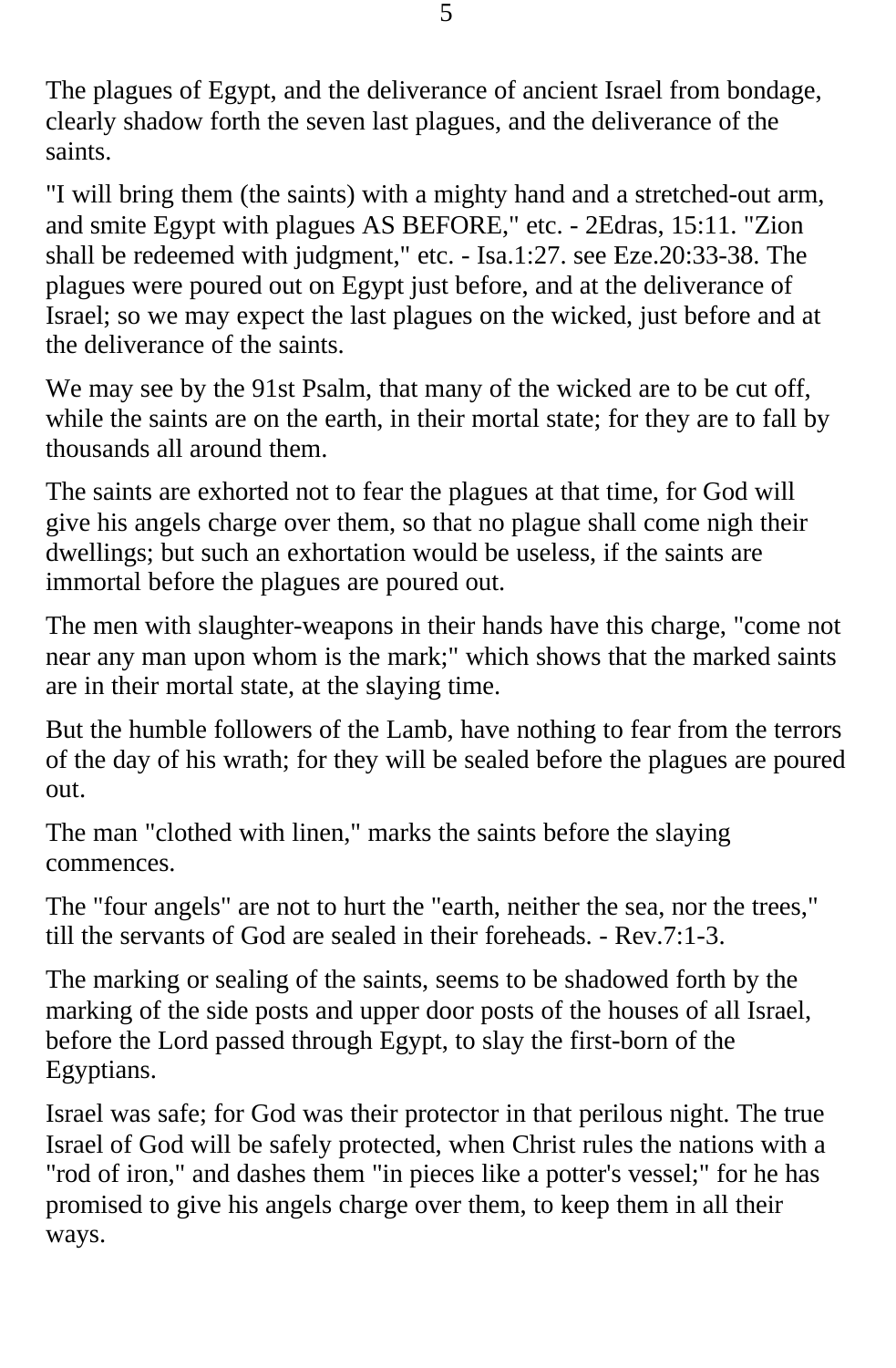The plagues of Egypt, and the deliverance of ancient Israel from bondage, clearly shadow forth the seven last plagues, and the deliverance of the saints.

"I will bring them (the saints) with a mighty hand and a stretched-out arm, and smite Egypt with plagues AS BEFORE," etc. - 2Edras, 15:11. "Zion shall be redeemed with judgment," etc. - Isa.1:27. see Eze.20:33-38. The plagues were poured out on Egypt just before, and at the deliverance of Israel; so we may expect the last plagues on the wicked, just before and at the deliverance of the saints.

We may see by the 91st Psalm, that many of the wicked are to be cut off, while the saints are on the earth, in their mortal state; for they are to fall by thousands all around them.

The saints are exhorted not to fear the plagues at that time, for God will give his angels charge over them, so that no plague shall come nigh their dwellings; but such an exhortation would be useless, if the saints are immortal before the plagues are poured out.

The men with slaughter-weapons in their hands have this charge, "come not near any man upon whom is the mark;" which shows that the marked saints are in their mortal state, at the slaying time.

But the humble followers of the Lamb, have nothing to fear from the terrors of the day of his wrath; for they will be sealed before the plagues are poured out.

The man "clothed with linen," marks the saints before the slaying commences.

The "four angels" are not to hurt the "earth, neither the sea, nor the trees," till the servants of God are sealed in their foreheads. - Rev.7:1-3.

The marking or sealing of the saints, seems to be shadowed forth by the marking of the side posts and upper door posts of the houses of all Israel, before the Lord passed through Egypt, to slay the first-born of the Egyptians.

Israel was safe; for God was their protector in that perilous night. The true Israel of God will be safely protected, when Christ rules the nations with a "rod of iron," and dashes them "in pieces like a potter's vessel;" for he has promised to give his angels charge over them, to keep them in all their ways.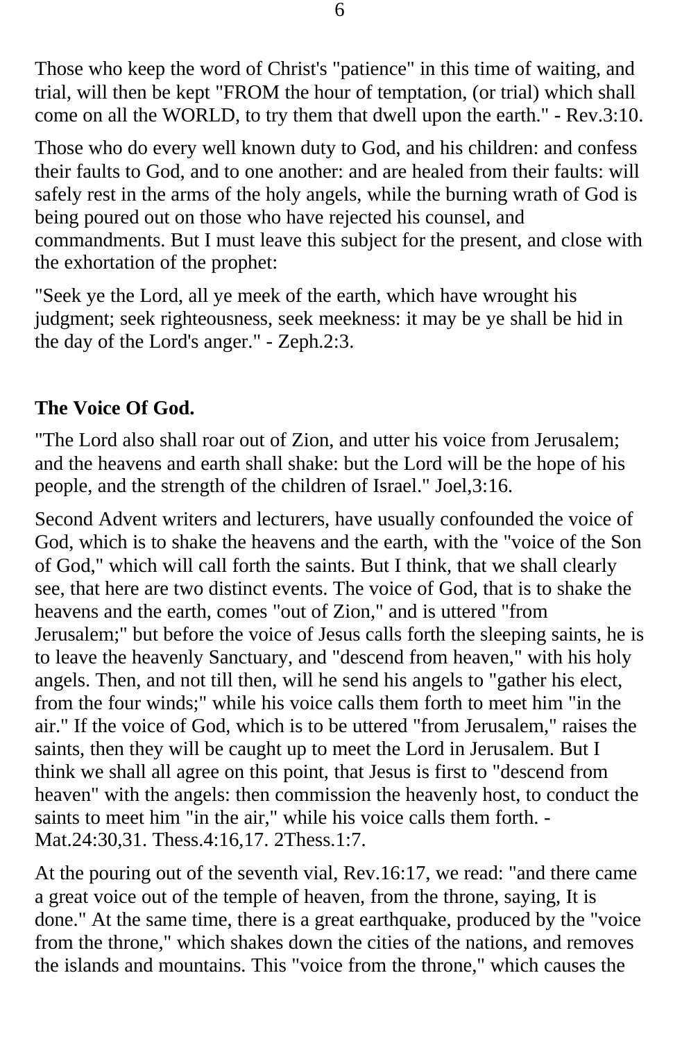Those who keep the word of Christ's "patience" in this time of waiting, and trial, will then be kept "FROM the hour of temptation, (or trial) which shall come on all the WORLD, to try them that dwell upon the earth." - Rev.3:10.

Those who do every well known duty to God, and his children: and confess their faults to God, and to one another: and are healed from their faults: will safely rest in the arms of the holy angels, while the burning wrath of God is being poured out on those who have rejected his counsel, and commandments. But I must leave this subject for the present, and close with the exhortation of the prophet:

"Seek ye the Lord, all ye meek of the earth, which have wrought his judgment; seek righteousness, seek meekness: it may be ye shall be hid in the day of the Lord's anger." - Zeph.2:3.

**The Voice Of God.**

"The Lord also shall roar out of Zion, and utter his voice from Jerusalem; and the heavens and earth shall shake: but the Lord will be the hope of his people, and the strength of the children of Israel." Joel,3:16.

Second Advent writers and lecturers, have usually confounded the voice of God, which is to shake the heavens and the earth, with the "voice of the Son of God," which will call forth the saints. But I think, that we shall clearly see, that here are two distinct events. The voice of God, that is to shake the heavens and the earth, comes "out of Zion," and is uttered "from Jerusalem;" but before the voice of Jesus calls forth the sleeping saints, he is to leave the heavenly Sanctuary, and "descend from heaven," with his holy angels. Then, and not till then, will he send his angels to "gather his elect, from the four winds;" while his voice calls them forth to meet him "in the air." If the voice of God, which is to be uttered "from Jerusalem," raises the saints, then they will be caught up to meet the Lord in Jerusalem. But I think we shall all agree on this point, that Jesus is first to "descend from heaven" with the angels: then commission the heavenly host, to conduct the saints to meet him "in the air," while his voice calls them forth. - Mat.24:30,31. Thess.4:16,17. 2Thess.1:7.

At the pouring out of the seventh vial, Rev.16:17, we read: "and there came a great voice out of the temple of heaven, from the throne, saying, It is done." At the same time, there is a great earthquake, produced by the "voice from the throne," which shakes down the cities of the nations, and removes the islands and mountains. This "voice from the throne," which causes the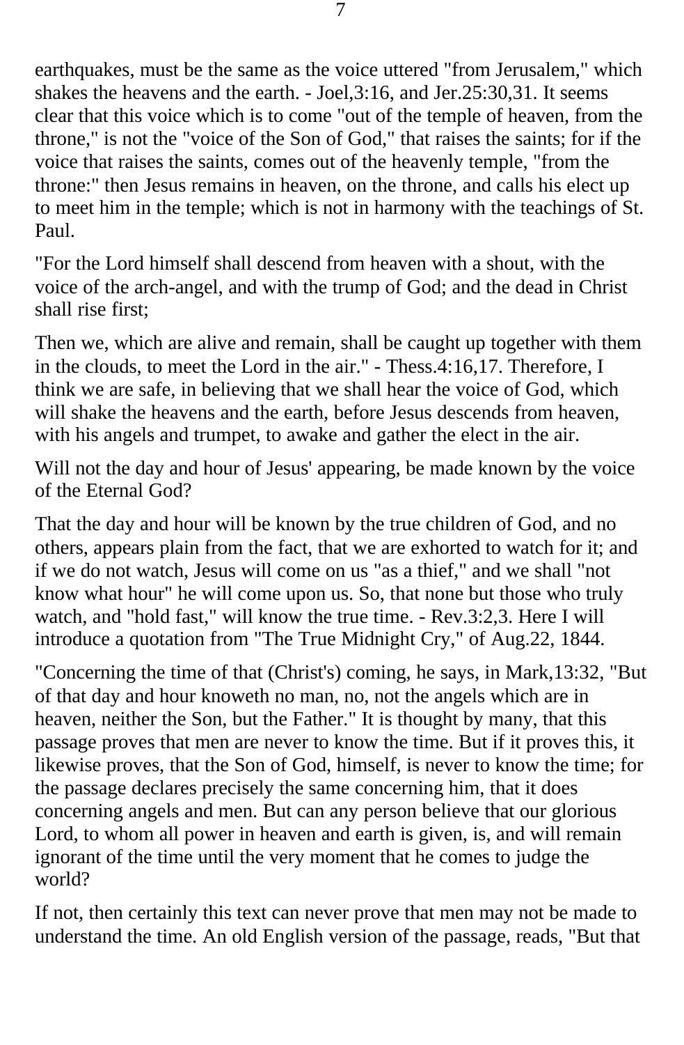earthquakes, must be the same as the voice uttered "from Jerusalem," which shakes the heavens and the earth. - Joel,3:16, and Jer.25:30,31. It seems clear that this voice which is to come "out of the temple of heaven, from the throne," is not the "voice of the Son of God," that raises the saints; for if the voice that raises the saints, comes out of the heavenly temple, "from the throne:" then Jesus remains in heaven, on the throne, and calls his elect up to meet him in the temple; which is not in harmony with the teachings of St. Paul.

"For the Lord himself shall descend from heaven with a shout, with the voice of the arch-angel, and with the trump of God; and the dead in Christ shall rise first;

Then we, which are alive and remain, shall be caught up together with them in the clouds, to meet the Lord in the air." - Thess.4:16,17. Therefore, I think we are safe, in believing that we shall hear the voice of God, which will shake the heavens and the earth, before Jesus descends from heaven, with his angels and trumpet, to awake and gather the elect in the air.

Will not the day and hour of Jesus' appearing, be made known by the voice of the Eternal God?

That the day and hour will be known by the true children of God, and no others, appears plain from the fact, that we are exhorted to watch for it; and if we do not watch, Jesus will come on us "as a thief," and we shall "not know what hour" he will come upon us. So, that none but those who truly watch, and "hold fast," will know the true time. - Rev.3:2,3. Here I will introduce a quotation from "The True Midnight Cry," of Aug.22, 1844.

"Concerning the time of that (Christ's) coming, he says, in Mark,13:32, "But of that day and hour knoweth no man, no, not the angels which are in heaven, neither the Son, but the Father." It is thought by many, that this passage proves that men are never to know the time. But if it proves this, it likewise proves, that the Son of God, himself, is never to know the time; for the passage declares precisely the same concerning him, that it does concerning angels and men. But can any person believe that our glorious Lord, to whom all power in heaven and earth is given, is, and will remain ignorant of the time until the very moment that he comes to judge the world?

If not, then certainly this text can never prove that men may not be made to understand the time. An old English version of the passage, reads, "But that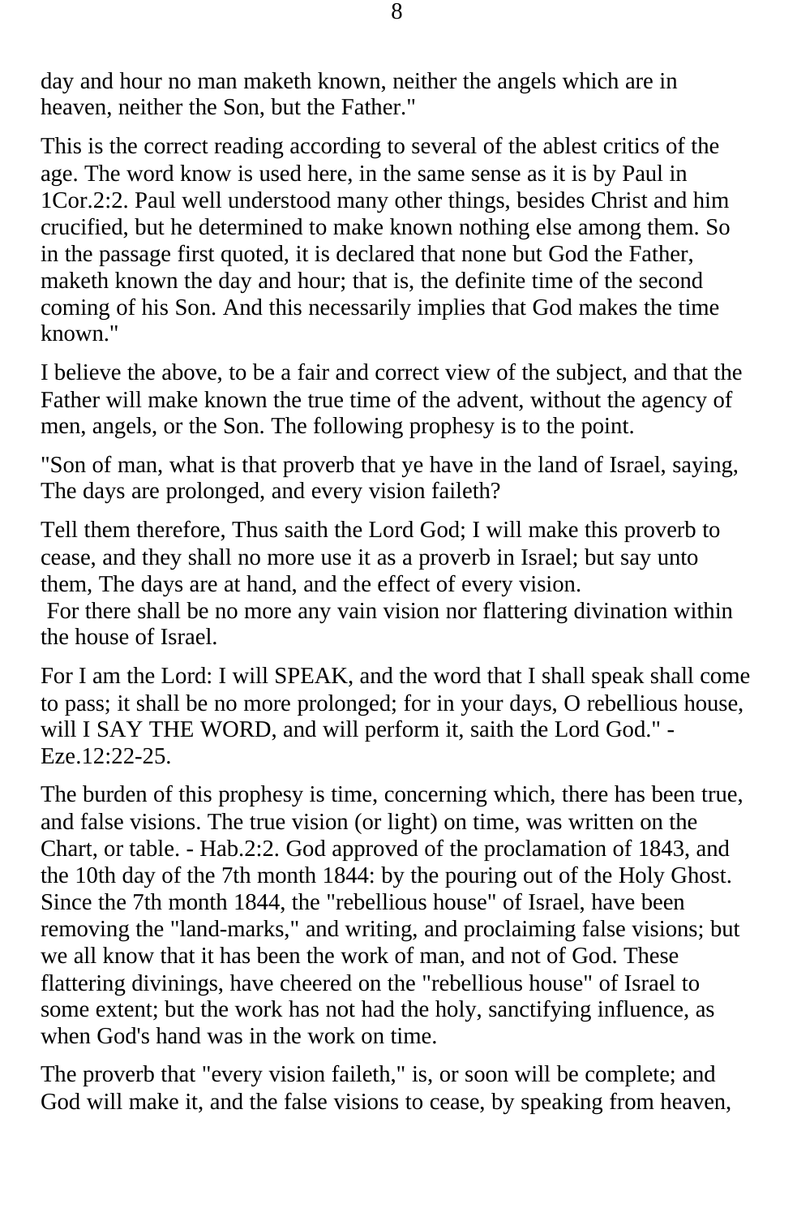day and hour no man maketh known, neither the angels which are in heaven, neither the Son, but the Father."

This is the correct reading according to several of the ablest critics of the age. The word know is used here, in the same sense as it is by Paul in 1Cor.2:2. Paul well understood many other things, besides Christ and him crucified, but he determined to make known nothing else among them. So in the passage first quoted, it is declared that none but God the Father, maketh known the day and hour; that is, the definite time of the second coming of his Son. And this necessarily implies that God makes the time known."

I believe the above, to be a fair and correct view of the subject, and that the Father will make known the true time of the advent, without the agency of men, angels, or the Son. The following prophesy is to the point.

"Son of man, what is that proverb that ye have in the land of Israel, saying, The days are prolonged, and every vision faileth?

Tell them therefore, Thus saith the Lord God; I will make this proverb to cease, and they shall no more use it as a proverb in Israel; but say unto them, The days are at hand, and the effect of every vision.
For there shall be no more any vain vision nor flattering divination within the house of Israel.

For I am the Lord: I will SPEAK, and the word that I shall speak shall come to pass; it shall be no more prolonged; for in your days, O rebellious house, will I SAY THE WORD, and will perform it, saith the Lord God." - Eze.12:22-25.

The burden of this prophesy is time, concerning which, there has been true, and false visions. The true vision (or light) on time, was written on the Chart, or table. - Hab.2:2. God approved of the proclamation of 1843, and the 10th day of the 7th month 1844: by the pouring out of the Holy Ghost. Since the 7th month 1844, the "rebellious house" of Israel, have been removing the "land-marks," and writing, and proclaiming false visions; but we all know that it has been the work of man, and not of God. These flattering divinings, have cheered on the "rebellious house" of Israel to some extent; but the work has not had the holy, sanctifying influence, as when God's hand was in the work on time.

The proverb that "every vision faileth," is, or soon will be complete; and God will make it, and the false visions to cease, by speaking from heaven,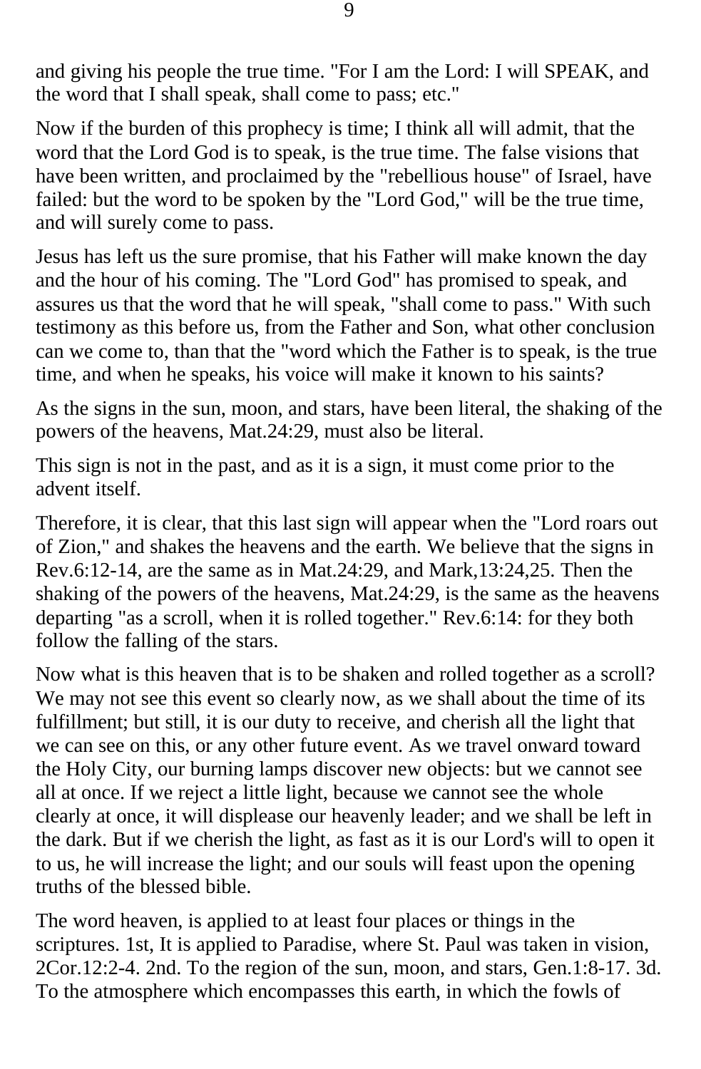and giving his people the true time. "For I am the Lord: I will SPEAK, and the word that I shall speak, shall come to pass; etc."

Now if the burden of this prophecy is time; I think all will admit, that the word that the Lord God is to speak, is the true time. The false visions that have been written, and proclaimed by the "rebellious house" of Israel, have failed: but the word to be spoken by the "Lord God," will be the true time, and will surely come to pass.

Jesus has left us the sure promise, that his Father will make known the day and the hour of his coming. The "Lord God" has promised to speak, and assures us that the word that he will speak, "shall come to pass." With such testimony as this before us, from the Father and Son, what other conclusion can we come to, than that the "word which the Father is to speak, is the true time, and when he speaks, his voice will make it known to his saints?

As the signs in the sun, moon, and stars, have been literal, the shaking of the powers of the heavens, Mat.24:29, must also be literal.

This sign is not in the past, and as it is a sign, it must come prior to the advent itself.

Therefore, it is clear, that this last sign will appear when the "Lord roars out of Zion," and shakes the heavens and the earth. We believe that the signs in Rev.6:12-14, are the same as in Mat.24:29, and Mark,13:24,25. Then the shaking of the powers of the heavens, Mat.24:29, is the same as the heavens departing "as a scroll, when it is rolled together." Rev.6:14: for they both follow the falling of the stars.

Now what is this heaven that is to be shaken and rolled together as a scroll? We may not see this event so clearly now, as we shall about the time of its fulfillment; but still, it is our duty to receive, and cherish all the light that we can see on this, or any other future event. As we travel onward toward the Holy City, our burning lamps discover new objects: but we cannot see all at once. If we reject a little light, because we cannot see the whole clearly at once, it will displease our heavenly leader; and we shall be left in the dark. But if we cherish the light, as fast as it is our Lord's will to open it to us, he will increase the light; and our souls will feast upon the opening truths of the blessed bible.

The word heaven, is applied to at least four places or things in the scriptures. 1st, It is applied to Paradise, where St. Paul was taken in vision, 2Cor.12:2-4. 2nd. To the region of the sun, moon, and stars, Gen.1:8-17. 3d. To the atmosphere which encompasses this earth, in which the fowls of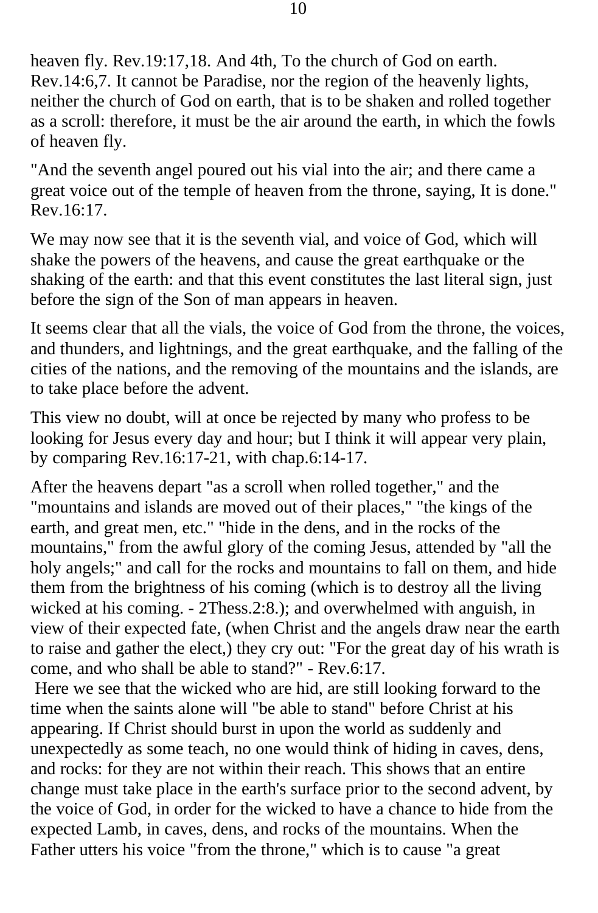heaven fly. Rev.19:17,18. And 4th, To the church of God on earth. Rev.14:6,7. It cannot be Paradise, nor the region of the heavenly lights, neither the church of God on earth, that is to be shaken and rolled together as a scroll: therefore, it must be the air around the earth, in which the fowls of heaven fly.

"And the seventh angel poured out his vial into the air; and there came a great voice out of the temple of heaven from the throne, saying, It is done." Rev.16:17.

We may now see that it is the seventh vial, and voice of God, which will shake the powers of the heavens, and cause the great earthquake or the shaking of the earth: and that this event constitutes the last literal sign, just before the sign of the Son of man appears in heaven.

It seems clear that all the vials, the voice of God from the throne, the voices, and thunders, and lightnings, and the great earthquake, and the falling of the cities of the nations, and the removing of the mountains and the islands, are to take place before the advent.

This view no doubt, will at once be rejected by many who profess to be looking for Jesus every day and hour; but I think it will appear very plain, by comparing Rev.16:17-21, with chap.6:14-17.

After the heavens depart "as a scroll when rolled together," and the "mountains and islands are moved out of their places," "the kings of the earth, and great men, etc." "hide in the dens, and in the rocks of the mountains," from the awful glory of the coming Jesus, attended by "all the holy angels;" and call for the rocks and mountains to fall on them, and hide them from the brightness of his coming (which is to destroy all the living wicked at his coming. - 2Thess.2:8.); and overwhelmed with anguish, in view of their expected fate, (when Christ and the angels draw near the earth to raise and gather the elect,) they cry out: "For the great day of his wrath is come, and who shall be able to stand?" - Rev.6:17.

Here we see that the wicked who are hid, are still looking forward to the time when the saints alone will "be able to stand" before Christ at his appearing. If Christ should burst in upon the world as suddenly and unexpectedly as some teach, no one would think of hiding in caves, dens, and rocks: for they are not within their reach. This shows that an entire change must take place in the earth's surface prior to the second advent, by the voice of God, in order for the wicked to have a chance to hide from the expected Lamb, in caves, dens, and rocks of the mountains. When the Father utters his voice "from the throne," which is to cause "a great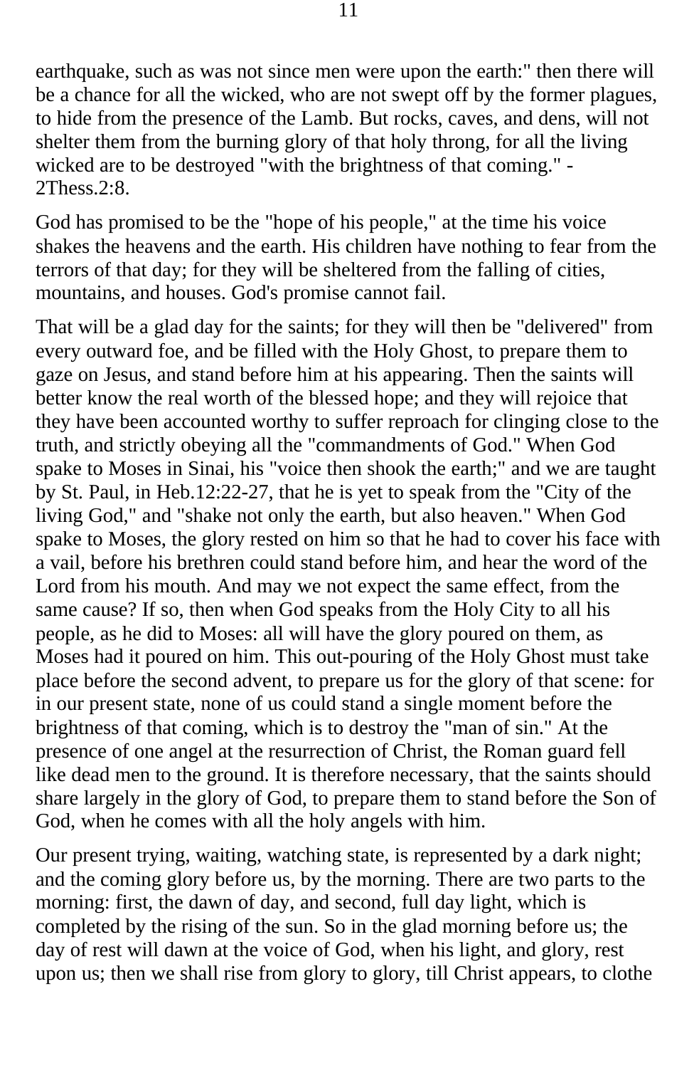earthquake, such as was not since men were upon the earth:" then there will be a chance for all the wicked, who are not swept off by the former plagues, to hide from the presence of the Lamb. But rocks, caves, and dens, will not shelter them from the burning glory of that holy throng, for all the living wicked are to be destroyed "with the brightness of that coming." - 2Thess.2:8.

God has promised to be the "hope of his people," at the time his voice shakes the heavens and the earth. His children have nothing to fear from the terrors of that day; for they will be sheltered from the falling of cities, mountains, and houses. God's promise cannot fail.

That will be a glad day for the saints; for they will then be "delivered" from every outward foe, and be filled with the Holy Ghost, to prepare them to gaze on Jesus, and stand before him at his appearing. Then the saints will better know the real worth of the blessed hope; and they will rejoice that they have been accounted worthy to suffer reproach for clinging close to the truth, and strictly obeying all the "commandments of God." When God spake to Moses in Sinai, his "voice then shook the earth;" and we are taught by St. Paul, in Heb.12:22-27, that he is yet to speak from the "City of the living God," and "shake not only the earth, but also heaven." When God spake to Moses, the glory rested on him so that he had to cover his face with a vail, before his brethren could stand before him, and hear the word of the Lord from his mouth. And may we not expect the same effect, from the same cause? If so, then when God speaks from the Holy City to all his people, as he did to Moses: all will have the glory poured on them, as Moses had it poured on him. This out-pouring of the Holy Ghost must take place before the second advent, to prepare us for the glory of that scene: for in our present state, none of us could stand a single moment before the brightness of that coming, which is to destroy the "man of sin." At the presence of one angel at the resurrection of Christ, the Roman guard fell like dead men to the ground. It is therefore necessary, that the saints should share largely in the glory of God, to prepare them to stand before the Son of God, when he comes with all the holy angels with him.

Our present trying, waiting, watching state, is represented by a dark night; and the coming glory before us, by the morning. There are two parts to the morning: first, the dawn of day, and second, full day light, which is completed by the rising of the sun. So in the glad morning before us; the day of rest will dawn at the voice of God, when his light, and glory, rest upon us; then we shall rise from glory to glory, till Christ appears, to clothe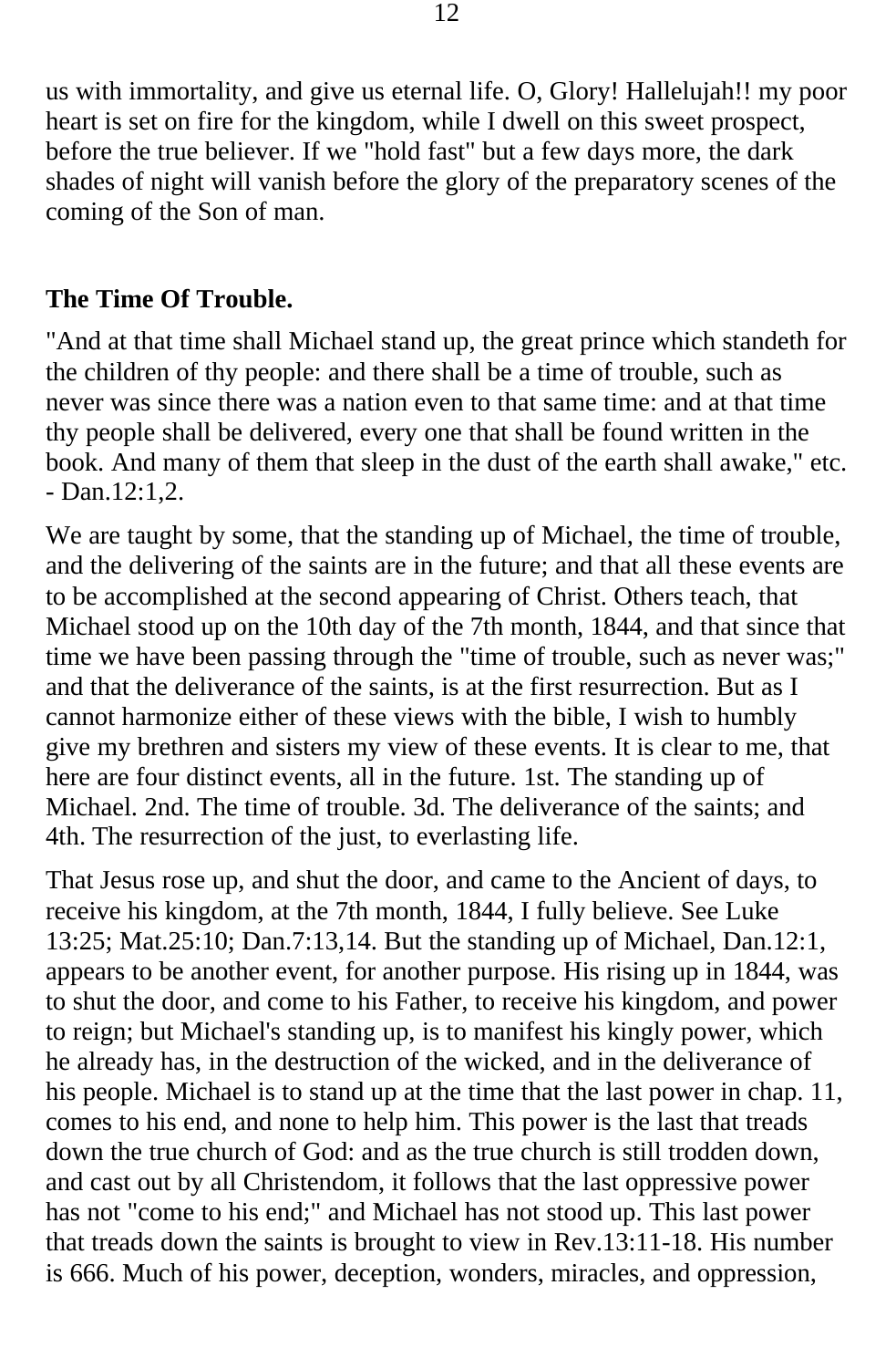us with immortality, and give us eternal life. O, Glory! Hallelujah!! my poor heart is set on fire for the kingdom, while I dwell on this sweet prospect, before the true believer. If we "hold fast" but a few days more, the dark shades of night will vanish before the glory of the preparatory scenes of the coming of the Son of man.

## The Time Of Trouble.

"And at that time shall Michael stand up, the great prince which standeth for the children of thy people: and there shall be a time of trouble, such as never was since there was a nation even to that same time: and at that time thy people shall be delivered, every one that shall be found written in the book. And many of them that sleep in the dust of the earth shall awake," etc. - Dan.12:1,2.

We are taught by some, that the standing up of Michael, the time of trouble, and the delivering of the saints are in the future; and that all these events are to be accomplished at the second appearing of Christ. Others teach, that Michael stood up on the 10th day of the 7th month, 1844, and that since that time we have been passing through the "time of trouble, such as never was;" and that the deliverance of the saints, is at the first resurrection. But as I cannot harmonize either of these views with the bible, I wish to humbly give my brethren and sisters my view of these events. It is clear to me, that here are four distinct events, all in the future. 1st. The standing up of Michael. 2nd. The time of trouble. 3d. The deliverance of the saints; and 4th. The resurrection of the just, to everlasting life.

That Jesus rose up, and shut the door, and came to the Ancient of days, to receive his kingdom, at the 7th month, 1844, I fully believe. See Luke 13:25; Mat.25:10; Dan.7:13,14. But the standing up of Michael, Dan.12:1, appears to be another event, for another purpose. His rising up in 1844, was to shut the door, and come to his Father, to receive his kingdom, and power to reign; but Michael's standing up, is to manifest his kingly power, which he already has, in the destruction of the wicked, and in the deliverance of his people. Michael is to stand up at the time that the last power in chap. 11, comes to his end, and none to help him. This power is the last that treads down the true church of God: and as the true church is still trodden down, and cast out by all Christendom, it follows that the last oppressive power has not "come to his end;" and Michael has not stood up. This last power that treads down the saints is brought to view in Rev.13:11-18. His number is 666. Much of his power, deception, wonders, miracles, and oppression,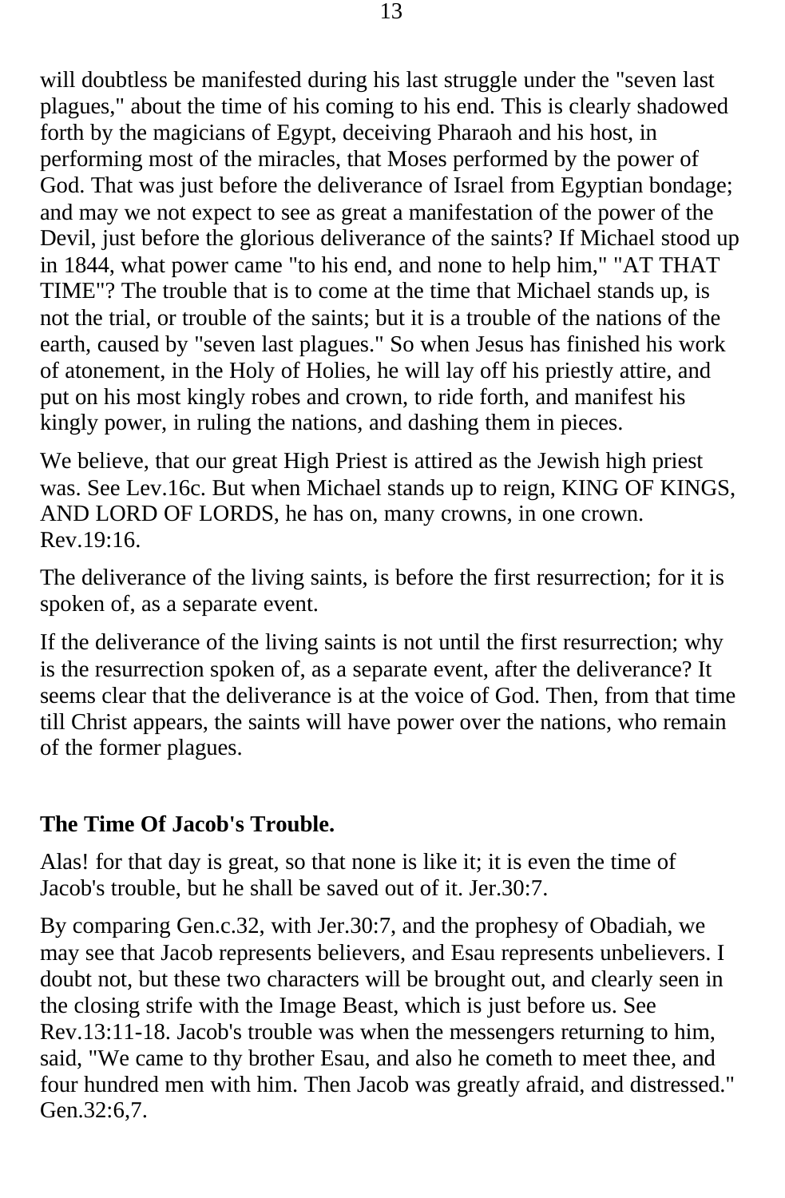will doubtless be manifested during his last struggle under the "seven last plagues," about the time of his coming to his end. This is clearly shadowed forth by the magicians of Egypt, deceiving Pharaoh and his host, in performing most of the miracles, that Moses performed by the power of God. That was just before the deliverance of Israel from Egyptian bondage; and may we not expect to see as great a manifestation of the power of the Devil, just before the glorious deliverance of the saints? If Michael stood up in 1844, what power came "to his end, and none to help him," "AT THAT TIME"? The trouble that is to come at the time that Michael stands up, is not the trial, or trouble of the saints; but it is a trouble of the nations of the earth, caused by "seven last plagues." So when Jesus has finished his work of atonement, in the Holy of Holies, he will lay off his priestly attire, and put on his most kingly robes and crown, to ride forth, and manifest his kingly power, in ruling the nations, and dashing them in pieces.

We believe, that our great High Priest is attired as the Jewish high priest was. See Lev.16c. But when Michael stands up to reign, KING OF KINGS, AND LORD OF LORDS, he has on, many crowns, in one crown. Rev.19:16.

The deliverance of the living saints, is before the first resurrection; for it is spoken of, as a separate event.

If the deliverance of the living saints is not until the first resurrection; why is the resurrection spoken of, as a separate event, after the deliverance? It seems clear that the deliverance is at the voice of God. Then, from that time till Christ appears, the saints will have power over the nations, who remain of the former plagues.

**The Time Of Jacob's Trouble.**

Alas! for that day is great, so that none is like it; it is even the time of Jacob's trouble, but he shall be saved out of it. Jer.30:7.

By comparing Gen.c.32, with Jer.30:7, and the prophesy of Obadiah, we may see that Jacob represents believers, and Esau represents unbelievers. I doubt not, but these two characters will be brought out, and clearly seen in the closing strife with the Image Beast, which is just before us. See Rev.13:11-18. Jacob's trouble was when the messengers returning to him, said, "We came to thy brother Esau, and also he cometh to meet thee, and four hundred men with him. Then Jacob was greatly afraid, and distressed." Gen.32:6,7.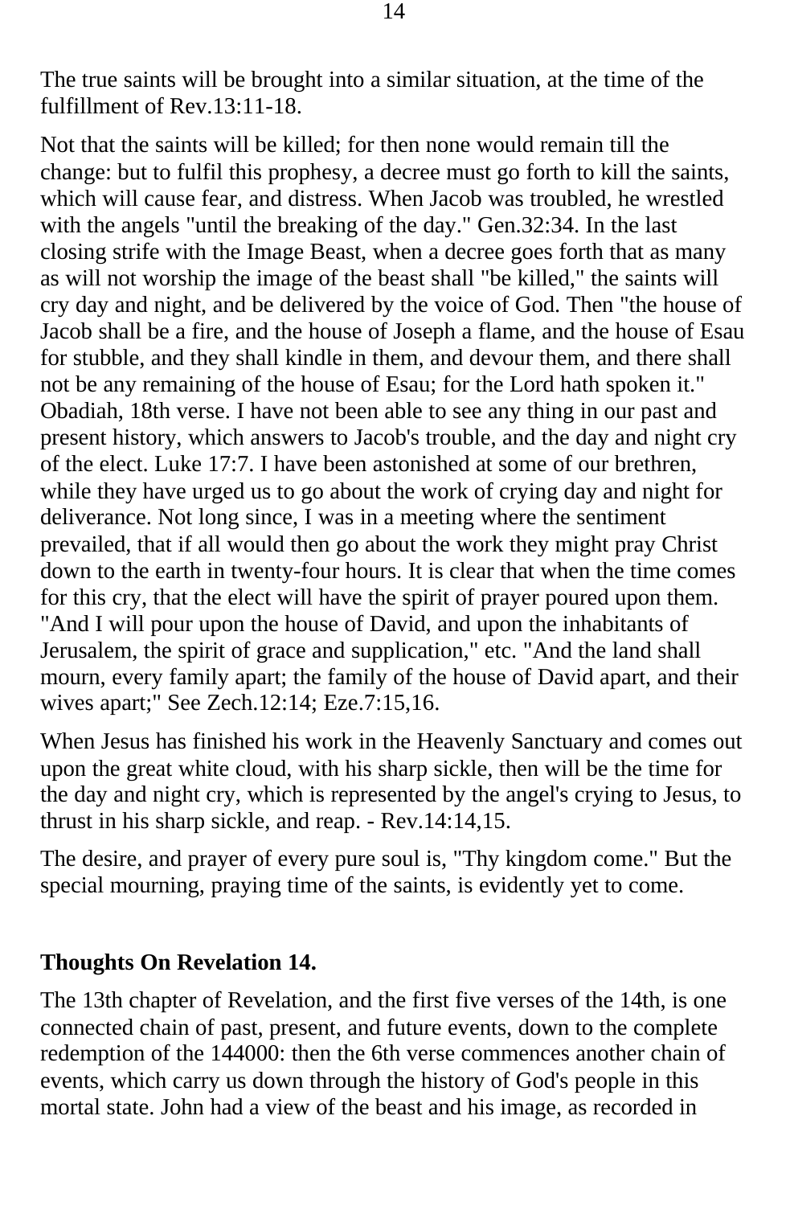The true saints will be brought into a similar situation, at the time of the fulfillment of Rev.13:11-18.

Not that the saints will be killed; for then none would remain till the change: but to fulfil this prophesy, a decree must go forth to kill the saints, which will cause fear, and distress. When Jacob was troubled, he wrestled with the angels "until the breaking of the day." Gen.32:34. In the last closing strife with the Image Beast, when a decree goes forth that as many as will not worship the image of the beast shall "be killed," the saints will cry day and night, and be delivered by the voice of God. Then "the house of Jacob shall be a fire, and the house of Joseph a flame, and the house of Esau for stubble, and they shall kindle in them, and devour them, and there shall not be any remaining of the house of Esau; for the Lord hath spoken it." Obadiah, 18th verse. I have not been able to see any thing in our past and present history, which answers to Jacob's trouble, and the day and night cry of the elect. Luke 17:7. I have been astonished at some of our brethren, while they have urged us to go about the work of crying day and night for deliverance. Not long since, I was in a meeting where the sentiment prevailed, that if all would then go about the work they might pray Christ down to the earth in twenty-four hours. It is clear that when the time comes for this cry, that the elect will have the spirit of prayer poured upon them. "And I will pour upon the house of David, and upon the inhabitants of Jerusalem, the spirit of grace and supplication," etc. "And the land shall mourn, every family apart; the family of the house of David apart, and their wives apart;" See Zech.12:14; Eze.7:15,16.

When Jesus has finished his work in the Heavenly Sanctuary and comes out upon the great white cloud, with his sharp sickle, then will be the time for the day and night cry, which is represented by the angel's crying to Jesus, to thrust in his sharp sickle, and reap. - Rev.14:14,15.

The desire, and prayer of every pure soul is, "Thy kingdom come." But the special mourning, praying time of the saints, is evidently yet to come.

## Thoughts On Revelation 14.

The 13th chapter of Revelation, and the first five verses of the 14th, is one connected chain of past, present, and future events, down to the complete redemption of the 144000: then the 6th verse commences another chain of events, which carry us down through the history of God's people in this mortal state. John had a view of the beast and his image, as recorded in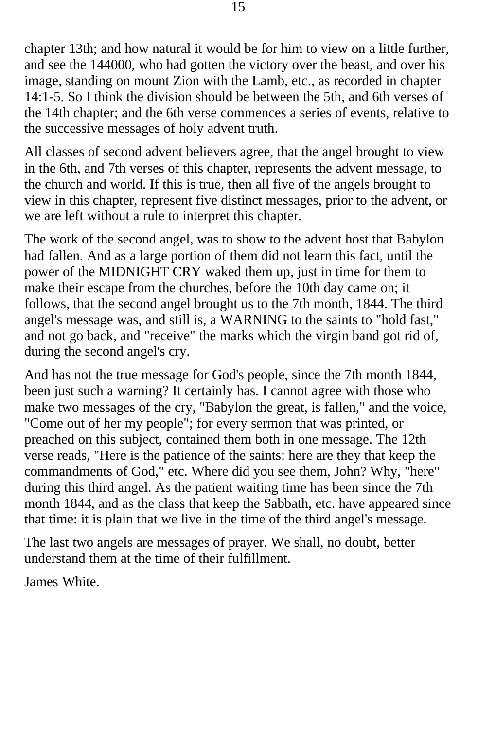chapter 13th; and how natural it would be for him to view on a little further, and see the 144000, who had gotten the victory over the beast, and over his image, standing on mount Zion with the Lamb, etc., as recorded in chapter 14:1-5. So I think the division should be between the 5th, and 6th verses of the 14th chapter; and the 6th verse commences a series of events, relative to the successive messages of holy advent truth.

All classes of second advent believers agree, that the angel brought to view in the 6th, and 7th verses of this chapter, represents the advent message, to the church and world. If this is true, then all five of the angels brought to view in this chapter, represent five distinct messages, prior to the advent, or we are left without a rule to interpret this chapter.

The work of the second angel, was to show to the advent host that Babylon had fallen. And as a large portion of them did not learn this fact, until the power of the MIDNIGHT CRY waked them up, just in time for them to make their escape from the churches, before the 10th day came on; it follows, that the second angel brought us to the 7th month, 1844. The third angel's message was, and still is, a WARNING to the saints to "hold fast," and not go back, and "receive" the marks which the virgin band got rid of, during the second angel's cry.

And has not the true message for God's people, since the 7th month 1844, been just such a warning? It certainly has. I cannot agree with those who make two messages of the cry, "Babylon the great, is fallen," and the voice, "Come out of her my people"; for every sermon that was printed, or preached on this subject, contained them both in one message. The 12th verse reads, "Here is the patience of the saints: here are they that keep the commandments of God," etc. Where did you see them, John? Why, "here" during this third angel. As the patient waiting time has been since the 7th month 1844, and as the class that keep the Sabbath, etc. have appeared since that time: it is plain that we live in the time of the third angel's message.

The last two angels are messages of prayer. We shall, no doubt, better understand them at the time of their fulfillment.

James White.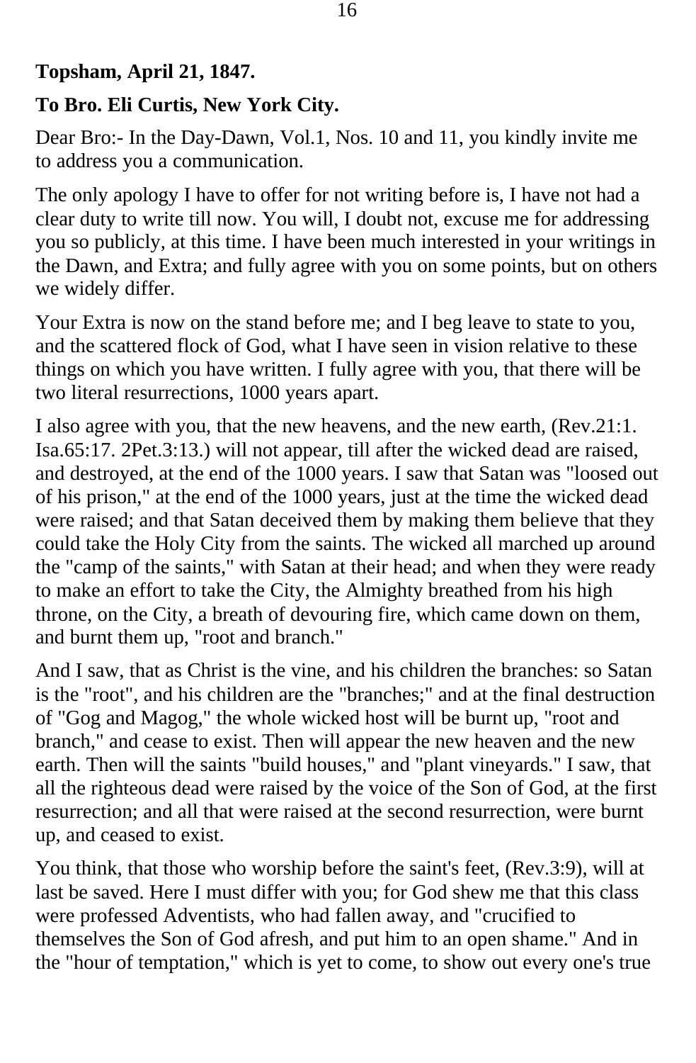**Topsham, April 21, 1847.**

**To Bro. Eli Curtis, New York City.**

Dear Bro:- In the Day-Dawn, Vol.1, Nos. 10 and 11, you kindly invite me to address you a communication.

The only apology I have to offer for not writing before is, I have not had a clear duty to write till now. You will, I doubt not, excuse me for addressing you so publicly, at this time. I have been much interested in your writings in the Dawn, and Extra; and fully agree with you on some points, but on others we widely differ.

Your Extra is now on the stand before me; and I beg leave to state to you, and the scattered flock of God, what I have seen in vision relative to these things on which you have written. I fully agree with you, that there will be two literal resurrections, 1000 years apart.

I also agree with you, that the new heavens, and the new earth, (Rev.21:1. Isa.65:17. 2Pet.3:13.) will not appear, till after the wicked dead are raised, and destroyed, at the end of the 1000 years. I saw that Satan was "loosed out of his prison," at the end of the 1000 years, just at the time the wicked dead were raised; and that Satan deceived them by making them believe that they could take the Holy City from the saints. The wicked all marched up around the "camp of the saints," with Satan at their head; and when they were ready to make an effort to take the City, the Almighty breathed from his high throne, on the City, a breath of devouring fire, which came down on them, and burnt them up, "root and branch."

And I saw, that as Christ is the vine, and his children the branches: so Satan is the "root", and his children are the "branches;" and at the final destruction of "Gog and Magog," the whole wicked host will be burnt up, "root and branch," and cease to exist. Then will appear the new heaven and the new earth. Then will the saints "build houses," and "plant vineyards." I saw, that all the righteous dead were raised by the voice of the Son of God, at the first resurrection; and all that were raised at the second resurrection, were burnt up, and ceased to exist.

You think, that those who worship before the saint's feet, (Rev.3:9), will at last be saved. Here I must differ with you; for God shew me that this class were professed Adventists, who had fallen away, and "crucified to themselves the Son of God afresh, and put him to an open shame." And in the "hour of temptation," which is yet to come, to show out every one's true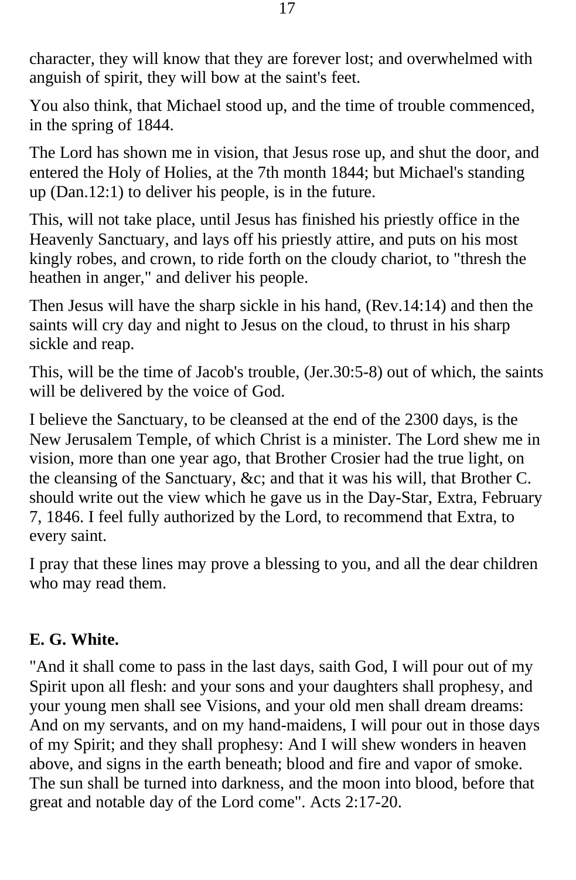character, they will know that they are forever lost; and overwhelmed with anguish of spirit, they will bow at the saint's feet.

You also think, that Michael stood up, and the time of trouble commenced, in the spring of 1844.

The Lord has shown me in vision, that Jesus rose up, and shut the door, and entered the Holy of Holies, at the 7th month 1844; but Michael's standing up (Dan.12:1) to deliver his people, is in the future.

This, will not take place, until Jesus has finished his priestly office in the Heavenly Sanctuary, and lays off his priestly attire, and puts on his most kingly robes, and crown, to ride forth on the cloudy chariot, to "thresh the heathen in anger," and deliver his people.

Then Jesus will have the sharp sickle in his hand, (Rev.14:14) and then the saints will cry day and night to Jesus on the cloud, to thrust in his sharp sickle and reap.

This, will be the time of Jacob's trouble, (Jer.30:5-8) out of which, the saints will be delivered by the voice of God.

I believe the Sanctuary, to be cleansed at the end of the 2300 days, is the New Jerusalem Temple, of which Christ is a minister. The Lord shew me in vision, more than one year ago, that Brother Crosier had the true light, on the cleansing of the Sanctuary, &c; and that it was his will, that Brother C. should write out the view which he gave us in the Day-Star, Extra, February 7, 1846. I feel fully authorized by the Lord, to recommend that Extra, to every saint.

I pray that these lines may prove a blessing to you, and all the dear children who may read them.

**E. G. White.**

"And it shall come to pass in the last days, saith God, I will pour out of my Spirit upon all flesh: and your sons and your daughters shall prophesy, and your young men shall see Visions, and your old men shall dream dreams: And on my servants, and on my hand-maidens, I will pour out in those days of my Spirit; and they shall prophesy: And I will shew wonders in heaven above, and signs in the earth beneath; blood and fire and vapor of smoke. The sun shall be turned into darkness, and the moon into blood, before that great and notable day of the Lord come". Acts 2:17-20.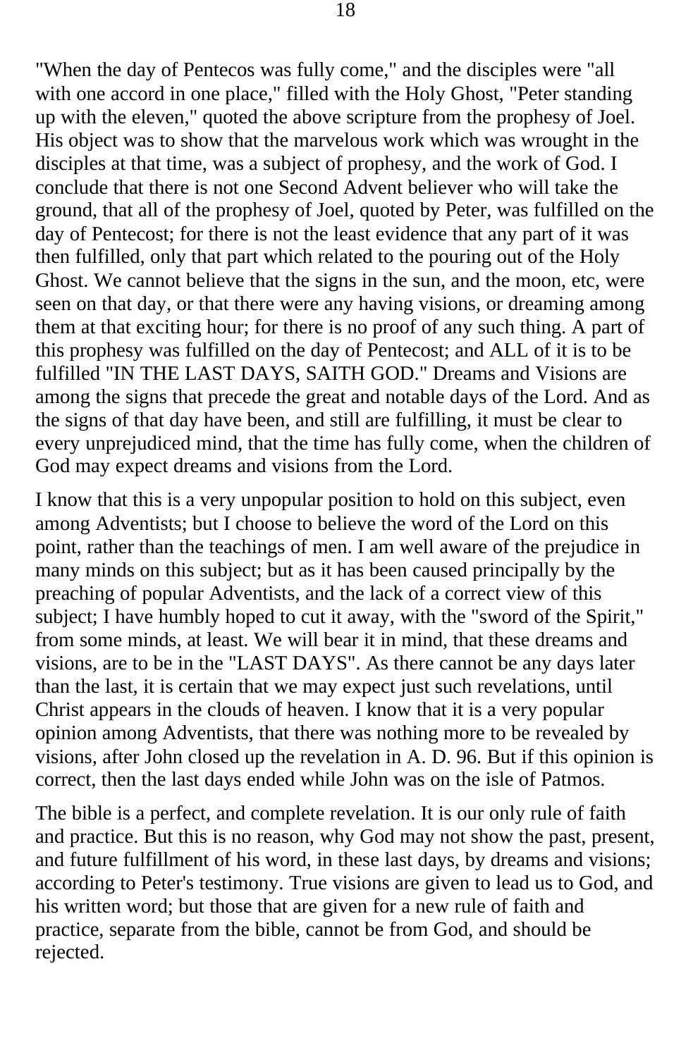"When the day of Pentecos was fully come," and the disciples were "all with one accord in one place," filled with the Holy Ghost, "Peter standing up with the eleven," quoted the above scripture from the prophesy of Joel. His object was to show that the marvelous work which was wrought in the disciples at that time, was a subject of prophesy, and the work of God. I conclude that there is not one Second Advent believer who will take the ground, that all of the prophesy of Joel, quoted by Peter, was fulfilled on the day of Pentecost; for there is not the least evidence that any part of it was then fulfilled, only that part which related to the pouring out of the Holy Ghost. We cannot believe that the signs in the sun, and the moon, etc, were seen on that day, or that there were any having visions, or dreaming among them at that exciting hour; for there is no proof of any such thing. A part of this prophesy was fulfilled on the day of Pentecost; and ALL of it is to be fulfilled "IN THE LAST DAYS, SAITH GOD." Dreams and Visions are among the signs that precede the great and notable days of the Lord. And as the signs of that day have been, and still are fulfilling, it must be clear to every unprejudiced mind, that the time has fully come, when the children of God may expect dreams and visions from the Lord.

I know that this is a very unpopular position to hold on this subject, even among Adventists; but I choose to believe the word of the Lord on this point, rather than the teachings of men. I am well aware of the prejudice in many minds on this subject; but as it has been caused principally by the preaching of popular Adventists, and the lack of a correct view of this subject; I have humbly hoped to cut it away, with the "sword of the Spirit," from some minds, at least. We will bear it in mind, that these dreams and visions, are to be in the "LAST DAYS". As there cannot be any days later than the last, it is certain that we may expect just such revelations, until Christ appears in the clouds of heaven. I know that it is a very popular opinion among Adventists, that there was nothing more to be revealed by visions, after John closed up the revelation in A. D. 96. But if this opinion is correct, then the last days ended while John was on the isle of Patmos.

The bible is a perfect, and complete revelation. It is our only rule of faith and practice. But this is no reason, why God may not show the past, present, and future fulfillment of his word, in these last days, by dreams and visions; according to Peter's testimony. True visions are given to lead us to God, and his written word; but those that are given for a new rule of faith and practice, separate from the bible, cannot be from God, and should be rejected.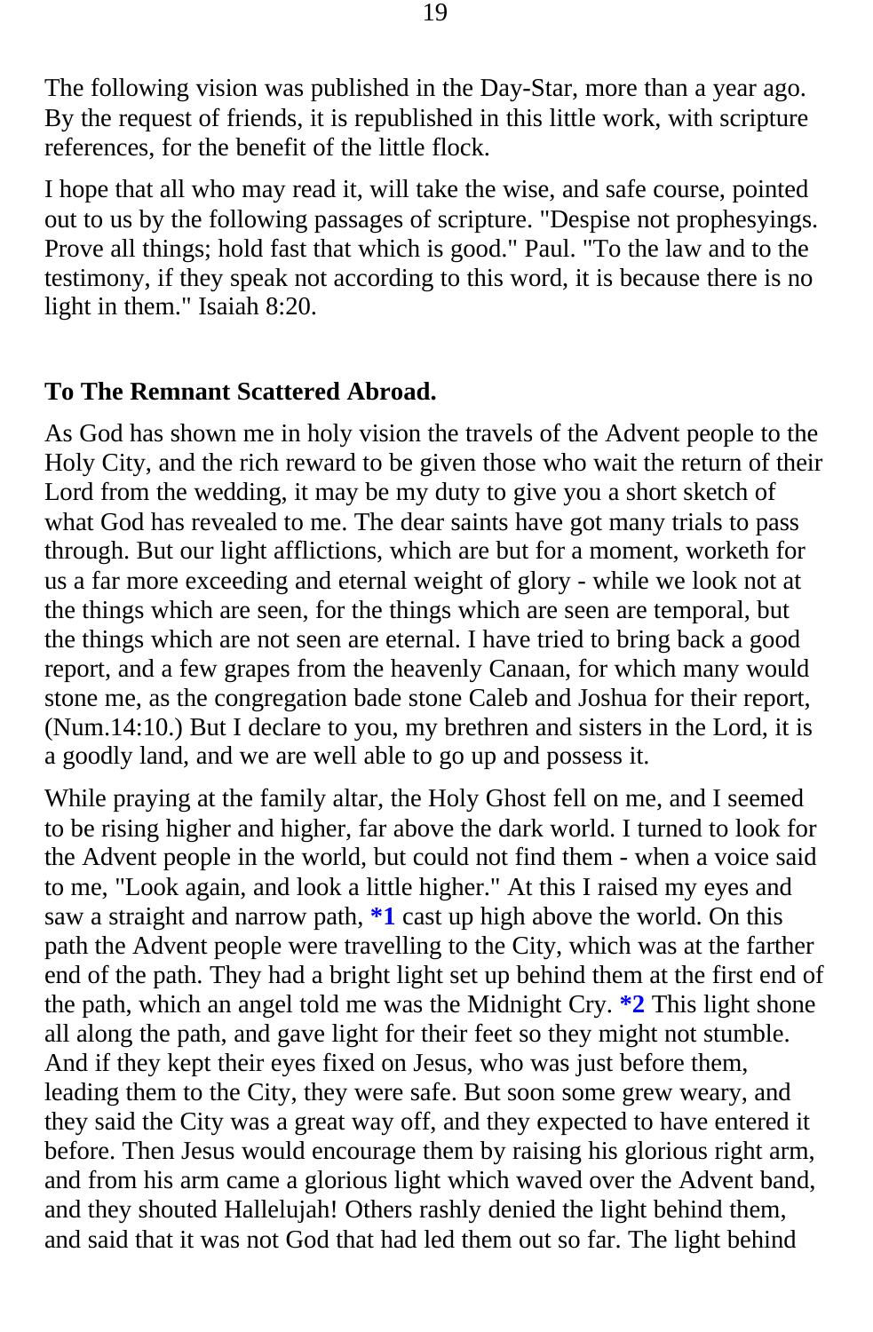The following vision was published in the Day-Star, more than a year ago. By the request of friends, it is republished in this little work, with scripture references, for the benefit of the little flock.

I hope that all who may read it, will take the wise, and safe course, pointed out to us by the following passages of scripture. "Despise not prophesyings. Prove all things; hold fast that which is good." Paul. "To the law and to the testimony, if they speak not according to this word, it is because there is no light in them." Isaiah 8:20.

**To The Remnant Scattered Abroad.**

As God has shown me in holy vision the travels of the Advent people to the Holy City, and the rich reward to be given those who wait the return of their Lord from the wedding, it may be my duty to give you a short sketch of what God has revealed to me. The dear saints have got many trials to pass through. But our light afflictions, which are but for a moment, worketh for us a far more exceeding and eternal weight of glory - while we look not at the things which are seen, for the things which are seen are temporal, but the things which are not seen are eternal. I have tried to bring back a good report, and a few grapes from the heavenly Canaan, for which many would stone me, as the congregation bade stone Caleb and Joshua for their report, (Num.14:10.) But I declare to you, my brethren and sisters in the Lord, it is a goodly land, and we are well able to go up and possess it.

While praying at the family altar, the Holy Ghost fell on me, and I seemed to be rising higher and higher, far above the dark world. I turned to look for the Advent people in the world, but could not find them - when a voice said to me, "Look again, and look a little higher." At this I raised my eyes and saw a straight and narrow path, **\*1** cast up high above the world. On this path the Advent people were travelling to the City, which was at the farther end of the path. They had a bright light set up behind them at the first end of the path, which an angel told me was the Midnight Cry. **\*2** This light shone all along the path, and gave light for their feet so they might not stumble. And if they kept their eyes fixed on Jesus, who was just before them, leading them to the City, they were safe. But soon some grew weary, and they said the City was a great way off, and they expected to have entered it before. Then Jesus would encourage them by raising his glorious right arm, and from his arm came a glorious light which waved over the Advent band, and they shouted Hallelujah! Others rashly denied the light behind them, and said that it was not God that had led them out so far. The light behind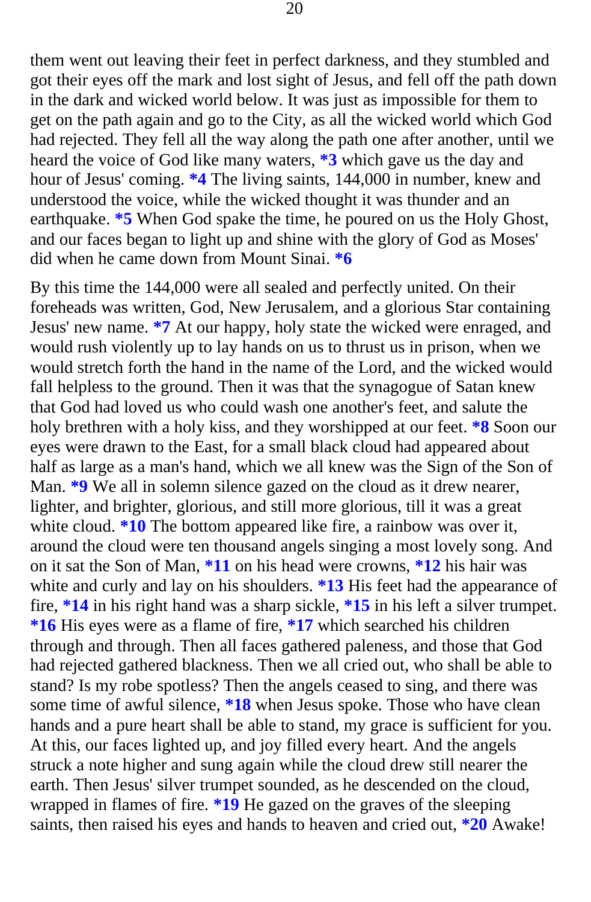them went out leaving their feet in perfect darkness, and they stumbled and got their eyes off the mark and lost sight of Jesus, and fell off the path down in the dark and wicked world below. It was just as impossible for them to get on the path again and go to the City, as all the wicked world which God had rejected. They fell all the way along the path one after another, until we heard the voice of God like many waters, **\*3** which gave us the day and hour of Jesus' coming. **\*4** The living saints, 144,000 in number, knew and understood the voice, while the wicked thought it was thunder and an earthquake. **\*5** When God spake the time, he poured on us the Holy Ghost, and our faces began to light up and shine with the glory of God as Moses' did when he came down from Mount Sinai. **\*6**

By this time the 144,000 were all sealed and perfectly united. On their foreheads was written, God, New Jerusalem, and a glorious Star containing Jesus' new name. **\*7** At our happy, holy state the wicked were enraged, and would rush violently up to lay hands on us to thrust us in prison, when we would stretch forth the hand in the name of the Lord, and the wicked would fall helpless to the ground. Then it was that the synagogue of Satan knew that God had loved us who could wash one another's feet, and salute the holy brethren with a holy kiss, and they worshipped at our feet. **\*8** Soon our eyes were drawn to the East, for a small black cloud had appeared about half as large as a man's hand, which we all knew was the Sign of the Son of Man. **\*9** We all in solemn silence gazed on the cloud as it drew nearer, lighter, and brighter, glorious, and still more glorious, till it was a great white cloud. **\*10** The bottom appeared like fire, a rainbow was over it, around the cloud were ten thousand angels singing a most lovely song. And on it sat the Son of Man, **\*11** on his head were crowns, **\*12** his hair was white and curly and lay on his shoulders. **\*13** His feet had the appearance of fire, **\*14** in his right hand was a sharp sickle, **\*15** in his left a silver trumpet. **\*16** His eyes were as a flame of fire, **\*17** which searched his children through and through. Then all faces gathered paleness, and those that God had rejected gathered blackness. Then we all cried out, who shall be able to stand? Is my robe spotless? Then the angels ceased to sing, and there was some time of awful silence, **\*18** when Jesus spoke. Those who have clean hands and a pure heart shall be able to stand, my grace is sufficient for you. At this, our faces lighted up, and joy filled every heart. And the angels struck a note higher and sung again while the cloud drew still nearer the earth. Then Jesus' silver trumpet sounded, as he descended on the cloud, wrapped in flames of fire. **\*19** He gazed on the graves of the sleeping saints, then raised his eyes and hands to heaven and cried out, **\*20** Awake!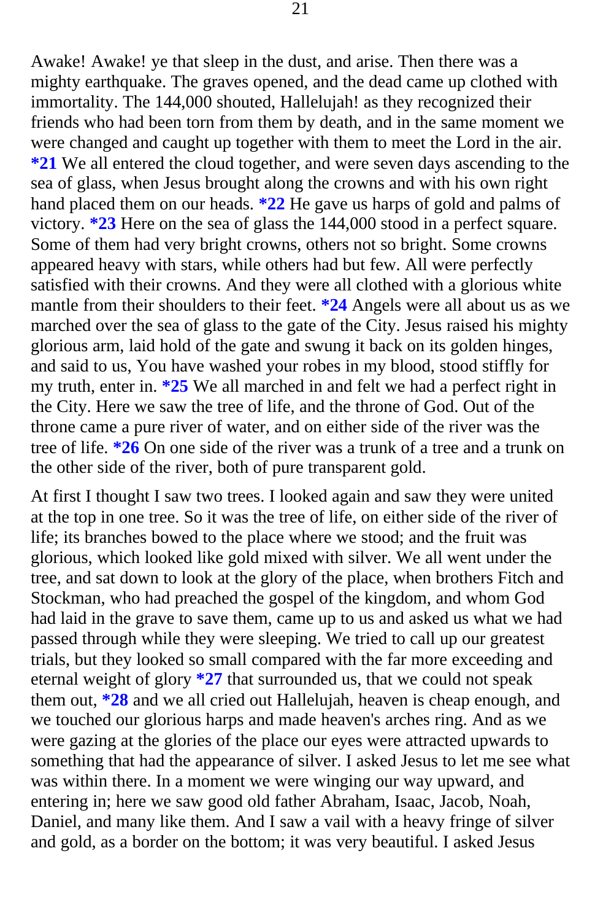Awake! Awake! ye that sleep in the dust, and arise. Then there was a mighty earthquake. The graves opened, and the dead came up clothed with immortality. The 144,000 shouted, Hallelujah! as they recognized their friends who had been torn from them by death, and in the same moment we were changed and caught up together with them to meet the Lord in the air. **\*21** We all entered the cloud together, and were seven days ascending to the sea of glass, when Jesus brought along the crowns and with his own right hand placed them on our heads. **\*22** He gave us harps of gold and palms of victory. **\*23** Here on the sea of glass the 144,000 stood in a perfect square. Some of them had very bright crowns, others not so bright. Some crowns appeared heavy with stars, while others had but few. All were perfectly satisfied with their crowns. And they were all clothed with a glorious white mantle from their shoulders to their feet. **\*24** Angels were all about us as we marched over the sea of glass to the gate of the City. Jesus raised his mighty glorious arm, laid hold of the gate and swung it back on its golden hinges, and said to us, You have washed your robes in my blood, stood stiffly for my truth, enter in. **\*25** We all marched in and felt we had a perfect right in the City. Here we saw the tree of life, and the throne of God. Out of the throne came a pure river of water, and on either side of the river was the tree of life. **\*26** On one side of the river was a trunk of a tree and a trunk on the other side of the river, both of pure transparent gold.

At first I thought I saw two trees. I looked again and saw they were united at the top in one tree. So it was the tree of life, on either side of the river of life; its branches bowed to the place where we stood; and the fruit was glorious, which looked like gold mixed with silver. We all went under the tree, and sat down to look at the glory of the place, when brothers Fitch and Stockman, who had preached the gospel of the kingdom, and whom God had laid in the grave to save them, came up to us and asked us what we had passed through while they were sleeping. We tried to call up our greatest trials, but they looked so small compared with the far more exceeding and eternal weight of glory **\*27** that surrounded us, that we could not speak them out, **\*28** and we all cried out Hallelujah, heaven is cheap enough, and we touched our glorious harps and made heaven's arches ring. And as we were gazing at the glories of the place our eyes were attracted upwards to something that had the appearance of silver. I asked Jesus to let me see what was within there. In a moment we were winging our way upward, and entering in; here we saw good old father Abraham, Isaac, Jacob, Noah, Daniel, and many like them. And I saw a vail with a heavy fringe of silver and gold, as a border on the bottom; it was very beautiful. I asked Jesus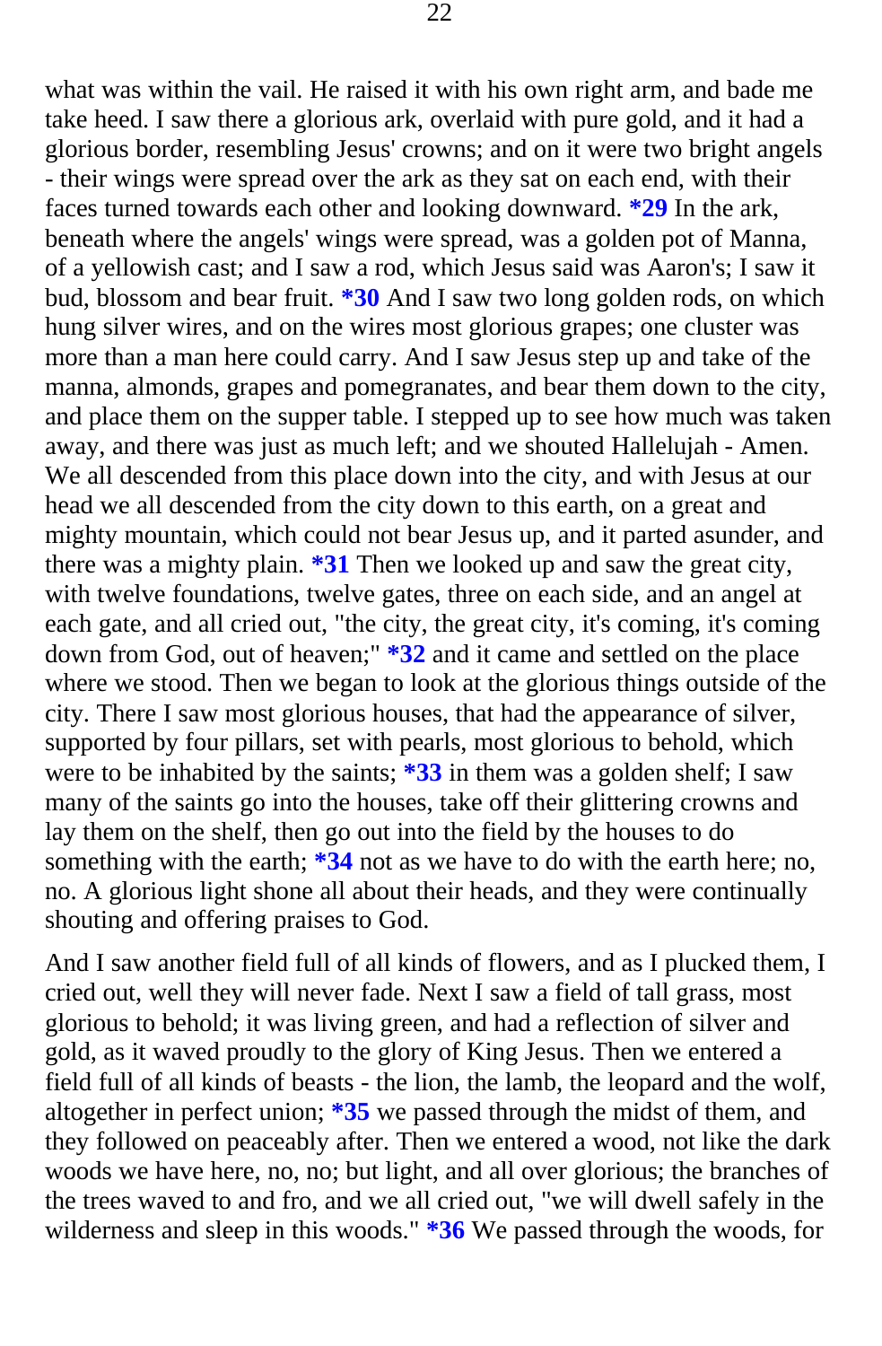what was within the vail. He raised it with his own right arm, and bade me take heed. I saw there a glorious ark, overlaid with pure gold, and it had a glorious border, resembling Jesus' crowns; and on it were two bright angels - their wings were spread over the ark as they sat on each end, with their faces turned towards each other and looking downward. **\*29** In the ark, beneath where the angels' wings were spread, was a golden pot of Manna, of a yellowish cast; and I saw a rod, which Jesus said was Aaron's; I saw it bud, blossom and bear fruit. **\*30** And I saw two long golden rods, on which hung silver wires, and on the wires most glorious grapes; one cluster was more than a man here could carry. And I saw Jesus step up and take of the manna, almonds, grapes and pomegranates, and bear them down to the city, and place them on the supper table. I stepped up to see how much was taken away, and there was just as much left; and we shouted Hallelujah - Amen. We all descended from this place down into the city, and with Jesus at our head we all descended from the city down to this earth, on a great and mighty mountain, which could not bear Jesus up, and it parted asunder, and there was a mighty plain. **\*31** Then we looked up and saw the great city, with twelve foundations, twelve gates, three on each side, and an angel at each gate, and all cried out, "the city, the great city, it's coming, it's coming down from God, out of heaven;" **\*32** and it came and settled on the place where we stood. Then we began to look at the glorious things outside of the city. There I saw most glorious houses, that had the appearance of silver, supported by four pillars, set with pearls, most glorious to behold, which were to be inhabited by the saints; **\*33** in them was a golden shelf; I saw many of the saints go into the houses, take off their glittering crowns and lay them on the shelf, then go out into the field by the houses to do something with the earth; **\*34** not as we have to do with the earth here; no, no. A glorious light shone all about their heads, and they were continually shouting and offering praises to God.

And I saw another field full of all kinds of flowers, and as I plucked them, I cried out, well they will never fade. Next I saw a field of tall grass, most glorious to behold; it was living green, and had a reflection of silver and gold, as it waved proudly to the glory of King Jesus. Then we entered a field full of all kinds of beasts - the lion, the lamb, the leopard and the wolf, altogether in perfect union; **\*35** we passed through the midst of them, and they followed on peaceably after. Then we entered a wood, not like the dark woods we have here, no, no; but light, and all over glorious; the branches of the trees waved to and fro, and we all cried out, "we will dwell safely in the wilderness and sleep in this woods." **\*36** We passed through the woods, for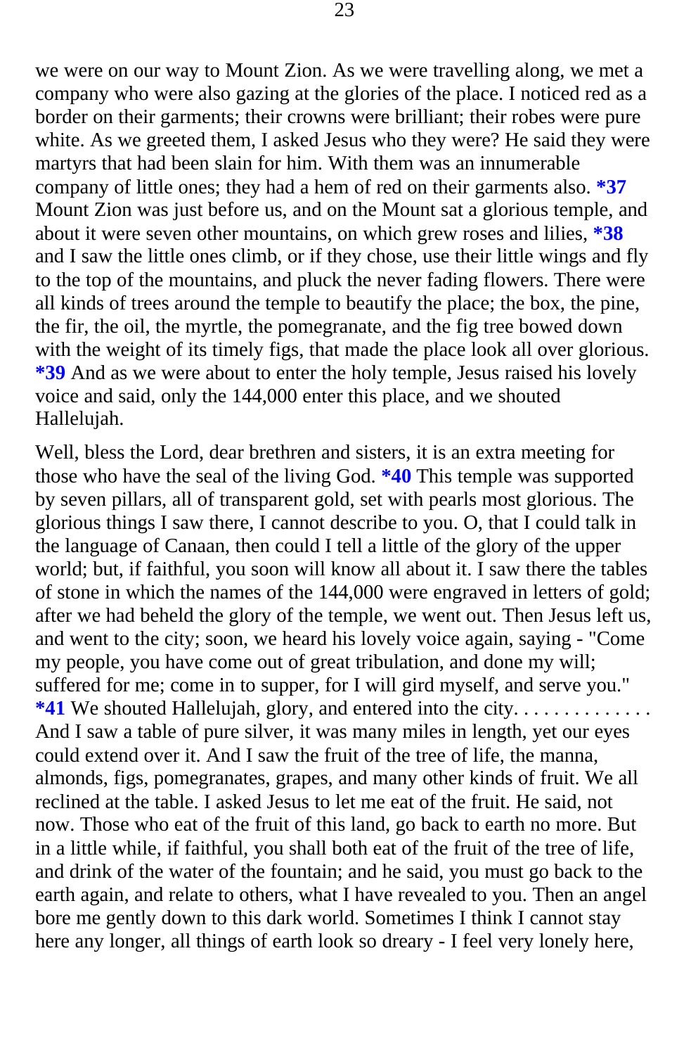we were on our way to Mount Zion. As we were travelling along, we met a company who were also gazing at the glories of the place. I noticed red as a border on their garments; their crowns were brilliant; their robes were pure white. As we greeted them, I asked Jesus who they were? He said they were martyrs that had been slain for him. With them was an innumerable company of little ones; they had a hem of red on their garments also. **\*37** Mount Zion was just before us, and on the Mount sat a glorious temple, and about it were seven other mountains, on which grew roses and lilies, **\*38** and I saw the little ones climb, or if they chose, use their little wings and fly to the top of the mountains, and pluck the never fading flowers. There were all kinds of trees around the temple to beautify the place; the box, the pine, the fir, the oil, the myrtle, the pomegranate, and the fig tree bowed down with the weight of its timely figs, that made the place look all over glorious. **\*39** And as we were about to enter the holy temple, Jesus raised his lovely voice and said, only the 144,000 enter this place, and we shouted Hallelujah.

Well, bless the Lord, dear brethren and sisters, it is an extra meeting for those who have the seal of the living God. **\*40** This temple was supported by seven pillars, all of transparent gold, set with pearls most glorious. The glorious things I saw there, I cannot describe to you. O, that I could talk in the language of Canaan, then could I tell a little of the glory of the upper world; but, if faithful, you soon will know all about it. I saw there the tables of stone in which the names of the 144,000 were engraved in letters of gold; after we had beheld the glory of the temple, we went out. Then Jesus left us, and went to the city; soon, we heard his lovely voice again, saying - "Come my people, you have come out of great tribulation, and done my will; suffered for me; come in to supper, for I will gird myself, and serve you." **\*41** We shouted Hallelujah, glory, and entered into the city. . . . . . . . . . . . . . And I saw a table of pure silver, it was many miles in length, yet our eyes could extend over it. And I saw the fruit of the tree of life, the manna, almonds, figs, pomegranates, grapes, and many other kinds of fruit. We all reclined at the table. I asked Jesus to let me eat of the fruit. He said, not now. Those who eat of the fruit of this land, go back to earth no more. But in a little while, if faithful, you shall both eat of the fruit of the tree of life, and drink of the water of the fountain; and he said, you must go back to the earth again, and relate to others, what I have revealed to you. Then an angel bore me gently down to this dark world. Sometimes I think I cannot stay here any longer, all things of earth look so dreary - I feel very lonely here,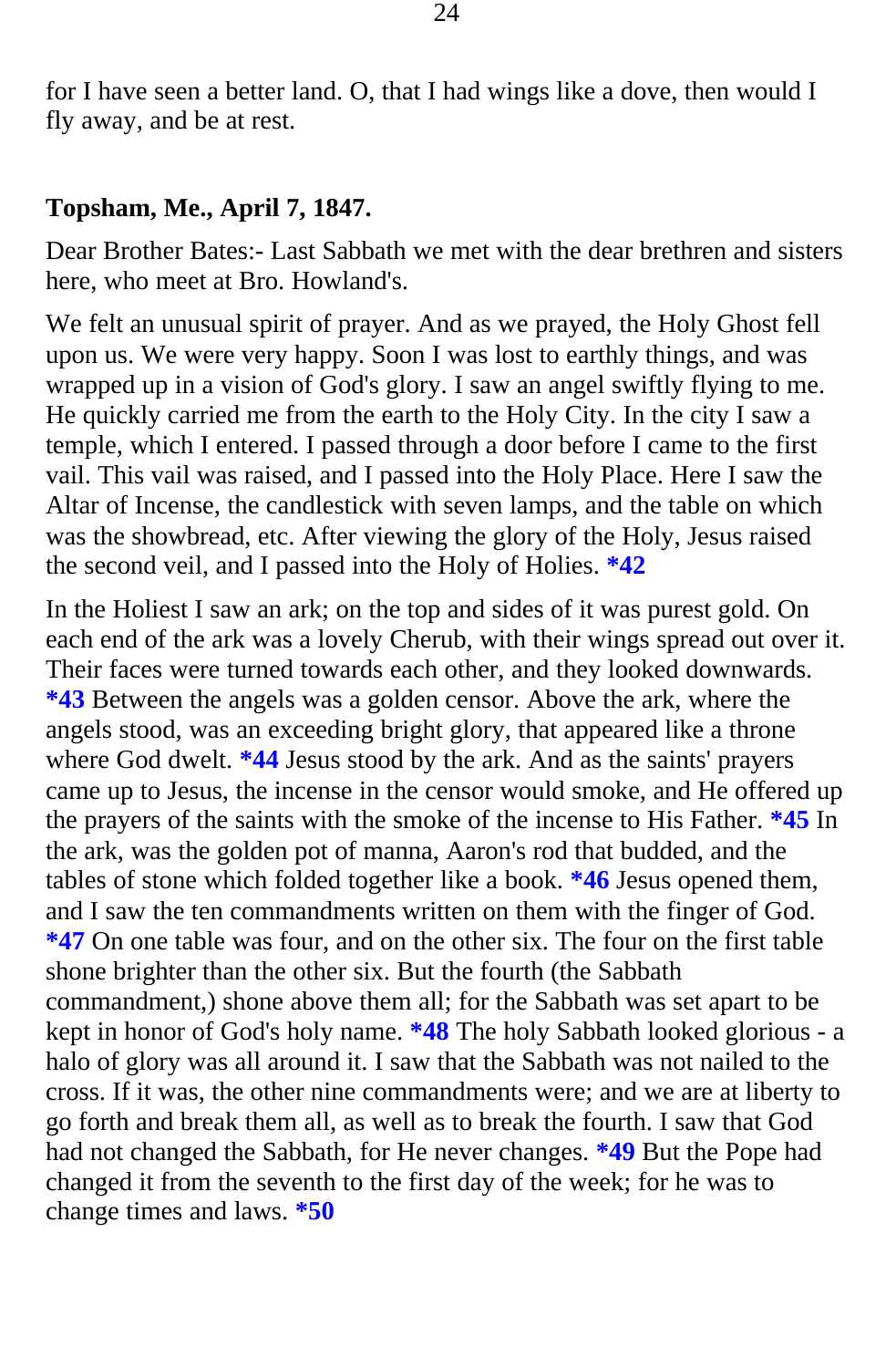for I have seen a better land. O, that I had wings like a dove, then would I fly away, and be at rest.

**Topsham, Me., April 7, 1847.**

Dear Brother Bates:- Last Sabbath we met with the dear brethren and sisters here, who meet at Bro. Howland's.

We felt an unusual spirit of prayer. And as we prayed, the Holy Ghost fell upon us. We were very happy. Soon I was lost to earthly things, and was wrapped up in a vision of God's glory. I saw an angel swiftly flying to me. He quickly carried me from the earth to the Holy City. In the city I saw a temple, which I entered. I passed through a door before I came to the first vail. This vail was raised, and I passed into the Holy Place. Here I saw the Altar of Incense, the candlestick with seven lamps, and the table on which was the showbread, etc. After viewing the glory of the Holy, Jesus raised the second veil, and I passed into the Holy of Holies. ***42**

In the Holiest I saw an ark; on the top and sides of it was purest gold. On each end of the ark was a lovely Cherub, with their wings spread out over it. Their faces were turned towards each other, and they looked downwards. ***43** Between the angels was a golden censor. Above the ark, where the angels stood, was an exceeding bright glory, that appeared like a throne where God dwelt. ***44** Jesus stood by the ark. And as the saints' prayers came up to Jesus, the incense in the censor would smoke, and He offered up the prayers of the saints with the smoke of the incense to His Father. ***45** In the ark, was the golden pot of manna, Aaron's rod that budded, and the tables of stone which folded together like a book. ***46** Jesus opened them, and I saw the ten commandments written on them with the finger of God. ***47** On one table was four, and on the other six. The four on the first table shone brighter than the other six. But the fourth (the Sabbath commandment,) shone above them all; for the Sabbath was set apart to be kept in honor of God's holy name. ***48** The holy Sabbath looked glorious - a halo of glory was all around it. I saw that the Sabbath was not nailed to the cross. If it was, the other nine commandments were; and we are at liberty to go forth and break them all, as well as to break the fourth. I saw that God had not changed the Sabbath, for He never changes. ***49** But the Pope had changed it from the seventh to the first day of the week; for he was to change times and laws. ***50**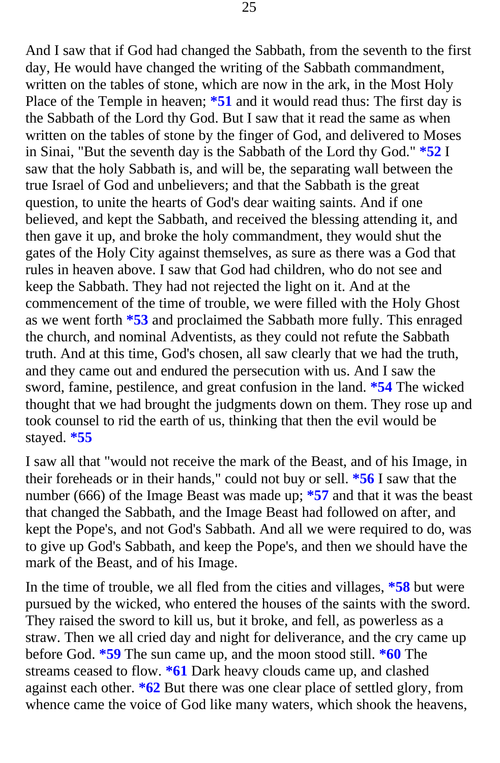And I saw that if God had changed the Sabbath, from the seventh to the first day, He would have changed the writing of the Sabbath commandment, written on the tables of stone, which are now in the ark, in the Most Holy Place of the Temple in heaven; **\*51** and it would read thus: The first day is the Sabbath of the Lord thy God. But I saw that it read the same as when written on the tables of stone by the finger of God, and delivered to Moses in Sinai, "But the seventh day is the Sabbath of the Lord thy God." **\*52** I saw that the holy Sabbath is, and will be, the separating wall between the true Israel of God and unbelievers; and that the Sabbath is the great question, to unite the hearts of God's dear waiting saints. And if one believed, and kept the Sabbath, and received the blessing attending it, and then gave it up, and broke the holy commandment, they would shut the gates of the Holy City against themselves, as sure as there was a God that rules in heaven above. I saw that God had children, who do not see and keep the Sabbath. They had not rejected the light on it. And at the commencement of the time of trouble, we were filled with the Holy Ghost as we went forth **\*53** and proclaimed the Sabbath more fully. This enraged the church, and nominal Adventists, as they could not refute the Sabbath truth. And at this time, God's chosen, all saw clearly that we had the truth, and they came out and endured the persecution with us. And I saw the sword, famine, pestilence, and great confusion in the land. **\*54** The wicked thought that we had brought the judgments down on them. They rose up and took counsel to rid the earth of us, thinking that then the evil would be stayed. **\*55**

I saw all that "would not receive the mark of the Beast, and of his Image, in their foreheads or in their hands," could not buy or sell. **\*56** I saw that the number (666) of the Image Beast was made up; **\*57** and that it was the beast that changed the Sabbath, and the Image Beast had followed on after, and kept the Pope's, and not God's Sabbath. And all we were required to do, was to give up God's Sabbath, and keep the Pope's, and then we should have the mark of the Beast, and of his Image.

In the time of trouble, we all fled from the cities and villages, **\*58** but were pursued by the wicked, who entered the houses of the saints with the sword. They raised the sword to kill us, but it broke, and fell, as powerless as a straw. Then we all cried day and night for deliverance, and the cry came up before God. **\*59** The sun came up, and the moon stood still. **\*60** The streams ceased to flow. **\*61** Dark heavy clouds came up, and clashed against each other. **\*62** But there was one clear place of settled glory, from whence came the voice of God like many waters, which shook the heavens,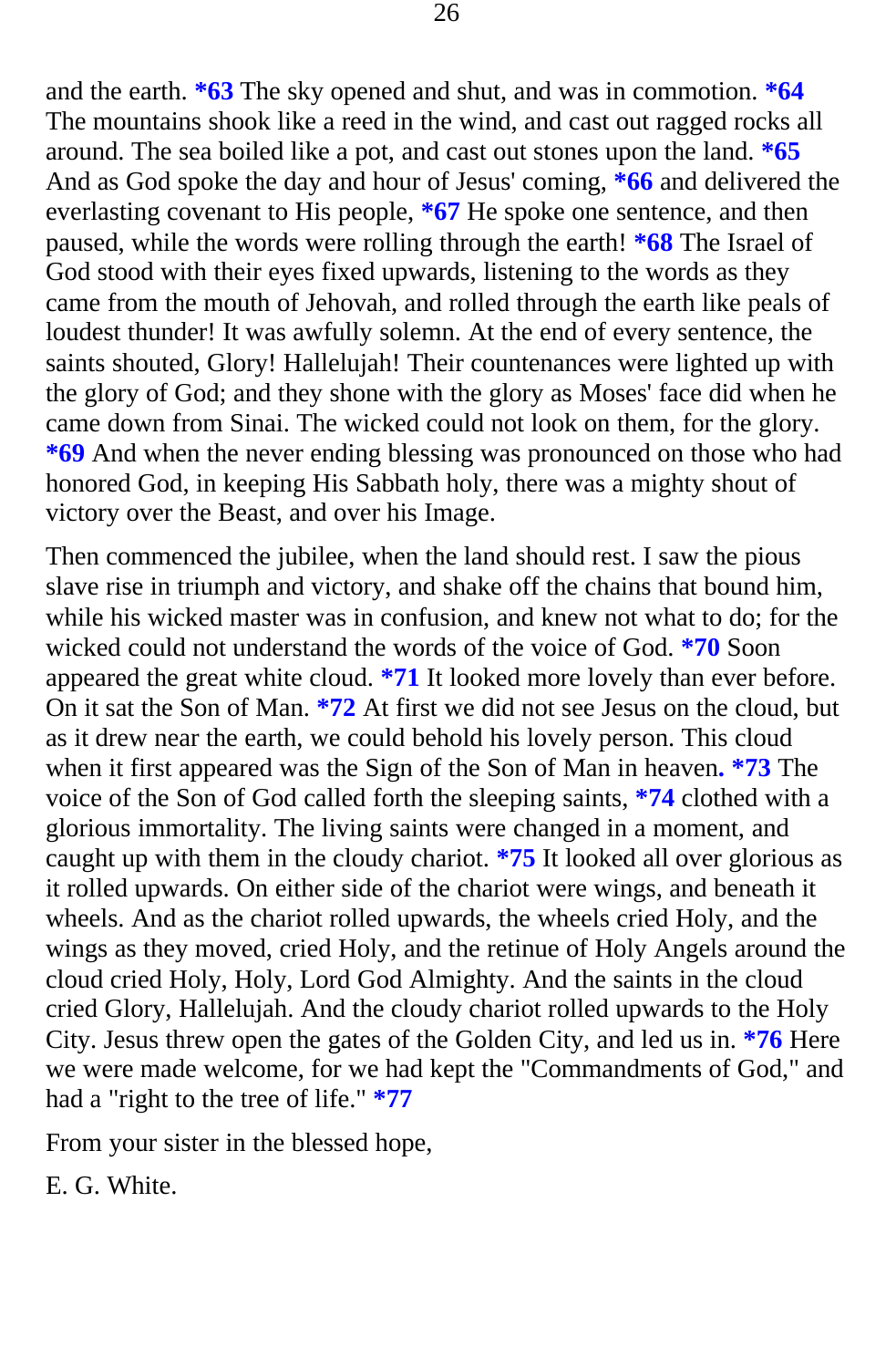and the earth. **\*63** The sky opened and shut, and was in commotion. **\*64** The mountains shook like a reed in the wind, and cast out ragged rocks all around. The sea boiled like a pot, and cast out stones upon the land. **\*65** And as God spoke the day and hour of Jesus' coming, **\*66** and delivered the everlasting covenant to His people, **\*67** He spoke one sentence, and then paused, while the words were rolling through the earth! **\*68** The Israel of God stood with their eyes fixed upwards, listening to the words as they came from the mouth of Jehovah, and rolled through the earth like peals of loudest thunder! It was awfully solemn. At the end of every sentence, the saints shouted, Glory! Hallelujah! Their countenances were lighted up with the glory of God; and they shone with the glory as Moses' face did when he came down from Sinai. The wicked could not look on them, for the glory. **\*69** And when the never ending blessing was pronounced on those who had honored God, in keeping His Sabbath holy, there was a mighty shout of victory over the Beast, and over his Image.

Then commenced the jubilee, when the land should rest. I saw the pious slave rise in triumph and victory, and shake off the chains that bound him, while his wicked master was in confusion, and knew not what to do; for the wicked could not understand the words of the voice of God. **\*70** Soon appeared the great white cloud. **\*71** It looked more lovely than ever before. On it sat the Son of Man. **\*72** At first we did not see Jesus on the cloud, but as it drew near the earth, we could behold his lovely person. This cloud when it first appeared was the Sign of the Son of Man in heaven**. \*73** The voice of the Son of God called forth the sleeping saints, **\*74** clothed with a glorious immortality. The living saints were changed in a moment, and caught up with them in the cloudy chariot. **\*75** It looked all over glorious as it rolled upwards. On either side of the chariot were wings, and beneath it wheels. And as the chariot rolled upwards, the wheels cried Holy, and the wings as they moved, cried Holy, and the retinue of Holy Angels around the cloud cried Holy, Holy, Lord God Almighty. And the saints in the cloud cried Glory, Hallelujah. And the cloudy chariot rolled upwards to the Holy City. Jesus threw open the gates of the Golden City, and led us in. **\*76** Here we were made welcome, for we had kept the "Commandments of God," and had a "right to the tree of life." **\*77**

From your sister in the blessed hope,

E. G. White.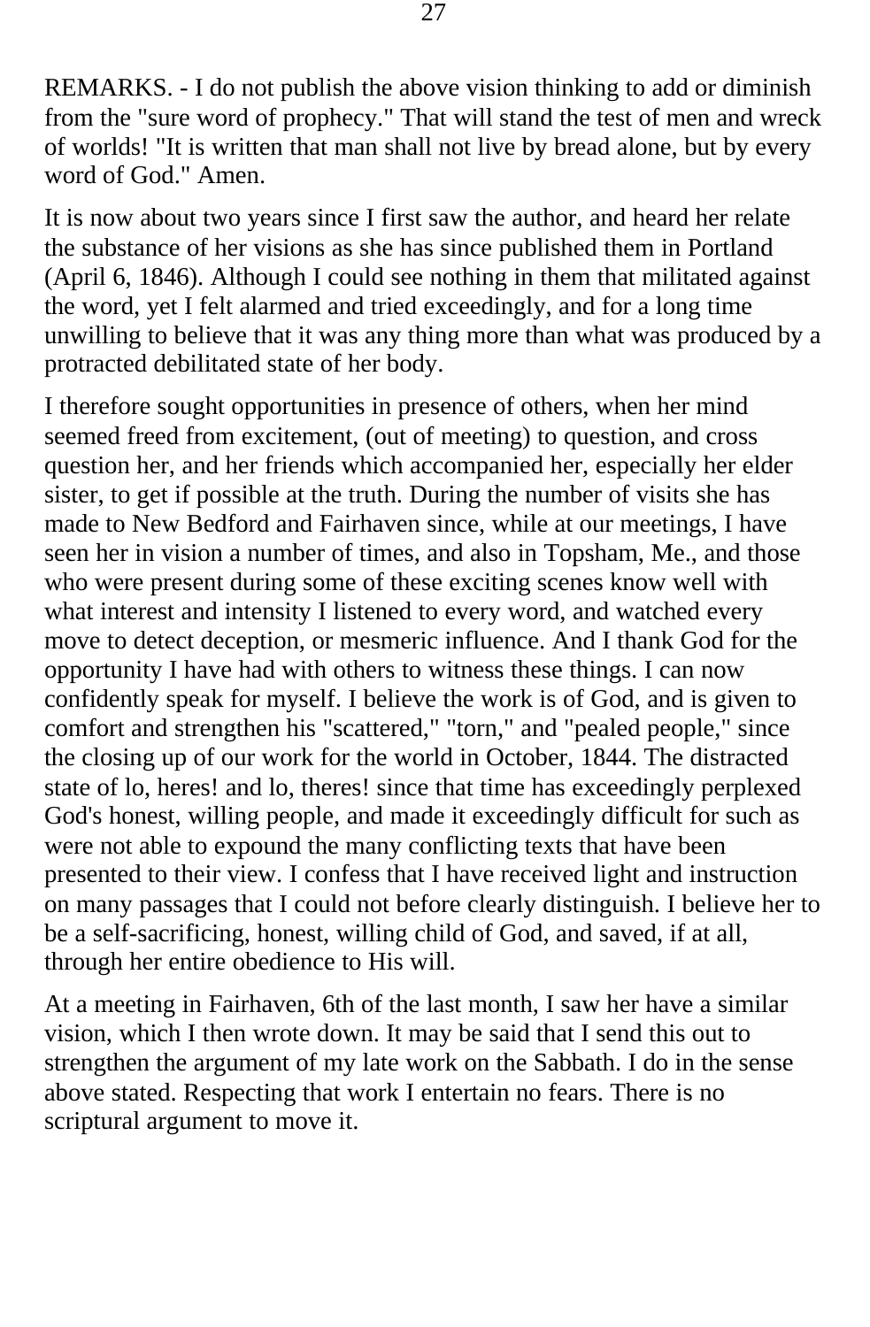REMARKS. - I do not publish the above vision thinking to add or diminish from the "sure word of prophecy." That will stand the test of men and wreck of worlds! "It is written that man shall not live by bread alone, but by every word of God." Amen.

It is now about two years since I first saw the author, and heard her relate the substance of her visions as she has since published them in Portland (April 6, 1846). Although I could see nothing in them that militated against the word, yet I felt alarmed and tried exceedingly, and for a long time unwilling to believe that it was any thing more than what was produced by a protracted debilitated state of her body.

I therefore sought opportunities in presence of others, when her mind seemed freed from excitement, (out of meeting) to question, and cross question her, and her friends which accompanied her, especially her elder sister, to get if possible at the truth. During the number of visits she has made to New Bedford and Fairhaven since, while at our meetings, I have seen her in vision a number of times, and also in Topsham, Me., and those who were present during some of these exciting scenes know well with what interest and intensity I listened to every word, and watched every move to detect deception, or mesmeric influence. And I thank God for the opportunity I have had with others to witness these things. I can now confidently speak for myself. I believe the work is of God, and is given to comfort and strengthen his "scattered," "torn," and "pealed people," since the closing up of our work for the world in October, 1844. The distracted state of lo, heres! and lo, theres! since that time has exceedingly perplexed God's honest, willing people, and made it exceedingly difficult for such as were not able to expound the many conflicting texts that have been presented to their view. I confess that I have received light and instruction on many passages that I could not before clearly distinguish. I believe her to be a self-sacrificing, honest, willing child of God, and saved, if at all, through her entire obedience to His will.

At a meeting in Fairhaven, 6th of the last month, I saw her have a similar vision, which I then wrote down. It may be said that I send this out to strengthen the argument of my late work on the Sabbath. I do in the sense above stated. Respecting that work I entertain no fears. There is no scriptural argument to move it.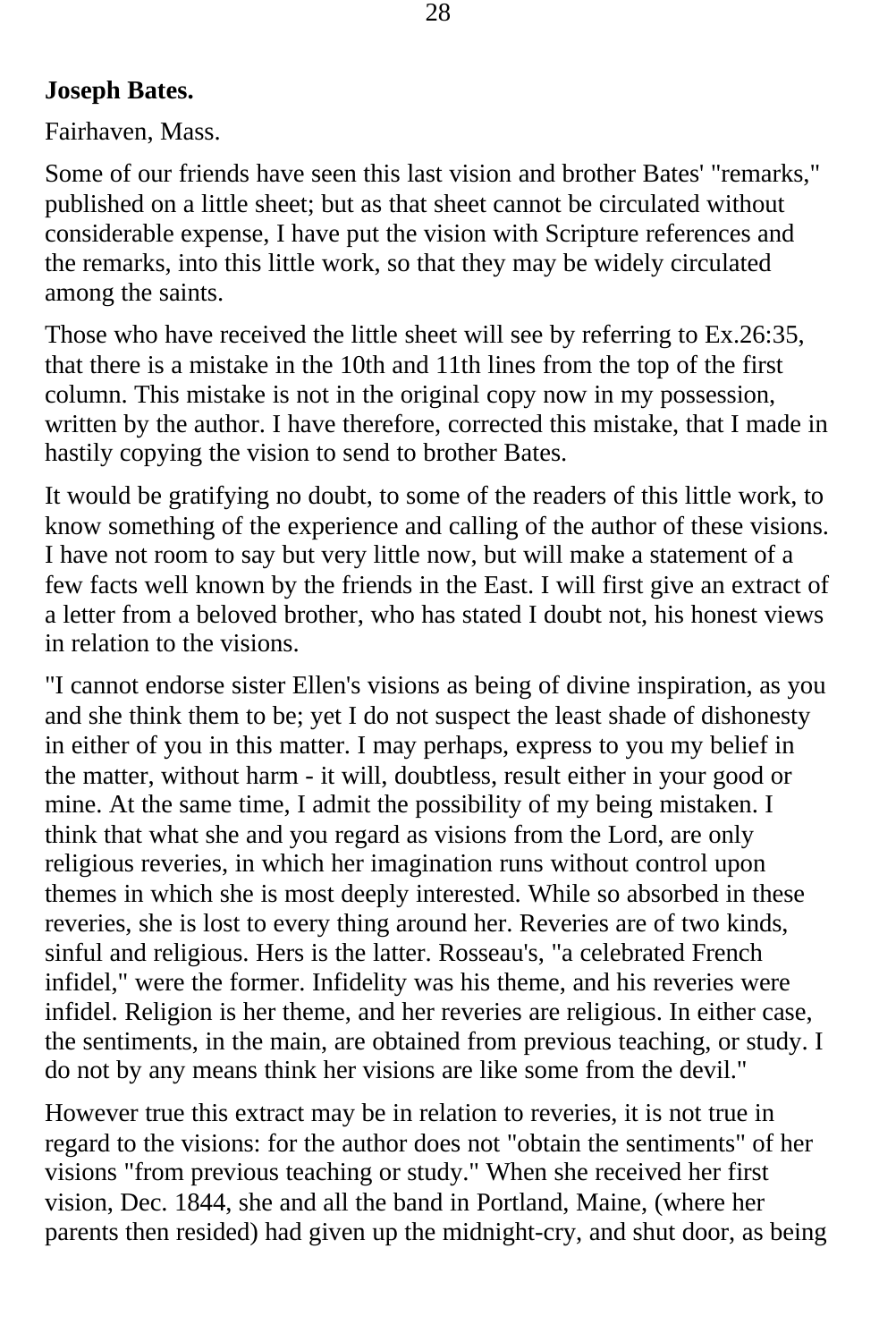**Joseph Bates.**

Fairhaven, Mass.

Some of our friends have seen this last vision and brother Bates' "remarks," published on a little sheet; but as that sheet cannot be circulated without considerable expense, I have put the vision with Scripture references and the remarks, into this little work, so that they may be widely circulated among the saints.

Those who have received the little sheet will see by referring to Ex.26:35, that there is a mistake in the 10th and 11th lines from the top of the first column. This mistake is not in the original copy now in my possession, written by the author. I have therefore, corrected this mistake, that I made in hastily copying the vision to send to brother Bates.

It would be gratifying no doubt, to some of the readers of this little work, to know something of the experience and calling of the author of these visions. I have not room to say but very little now, but will make a statement of a few facts well known by the friends in the East. I will first give an extract of a letter from a beloved brother, who has stated I doubt not, his honest views in relation to the visions.

"I cannot endorse sister Ellen's visions as being of divine inspiration, as you and she think them to be; yet I do not suspect the least shade of dishonesty in either of you in this matter. I may perhaps, express to you my belief in the matter, without harm - it will, doubtless, result either in your good or mine. At the same time, I admit the possibility of my being mistaken. I think that what she and you regard as visions from the Lord, are only religious reveries, in which her imagination runs without control upon themes in which she is most deeply interested. While so absorbed in these reveries, she is lost to every thing around her. Reveries are of two kinds, sinful and religious. Hers is the latter. Rosseau's, "a celebrated French infidel," were the former. Infidelity was his theme, and his reveries were infidel. Religion is her theme, and her reveries are religious. In either case, the sentiments, in the main, are obtained from previous teaching, or study. I do not by any means think her visions are like some from the devil."

However true this extract may be in relation to reveries, it is not true in regard to the visions: for the author does not "obtain the sentiments" of her visions "from previous teaching or study." When she received her first vision, Dec. 1844, she and all the band in Portland, Maine, (where her parents then resided) had given up the midnight-cry, and shut door, as being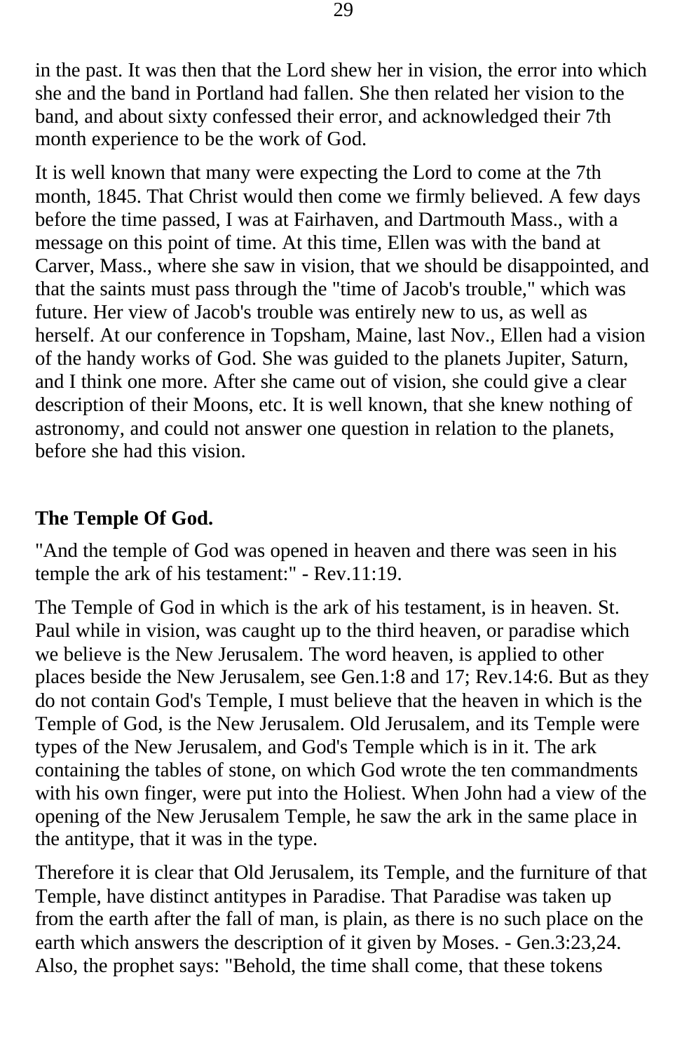in the past. It was then that the Lord shew her in vision, the error into which she and the band in Portland had fallen. She then related her vision to the band, and about sixty confessed their error, and acknowledged their 7th month experience to be the work of God.

It is well known that many were expecting the Lord to come at the 7th month, 1845. That Christ would then come we firmly believed. A few days before the time passed, I was at Fairhaven, and Dartmouth Mass., with a message on this point of time. At this time, Ellen was with the band at Carver, Mass., where she saw in vision, that we should be disappointed, and that the saints must pass through the "time of Jacob's trouble," which was future. Her view of Jacob's trouble was entirely new to us, as well as herself. At our conference in Topsham, Maine, last Nov., Ellen had a vision of the handy works of God. She was guided to the planets Jupiter, Saturn, and I think one more. After she came out of vision, she could give a clear description of their Moons, etc. It is well known, that she knew nothing of astronomy, and could not answer one question in relation to the planets, before she had this vision.

**The Temple Of God.**

"And the temple of God was opened in heaven and there was seen in his temple the ark of his testament:" - Rev.11:19.

The Temple of God in which is the ark of his testament, is in heaven. St. Paul while in vision, was caught up to the third heaven, or paradise which we believe is the New Jerusalem. The word heaven, is applied to other places beside the New Jerusalem, see Gen.1:8 and 17; Rev.14:6. But as they do not contain God's Temple, I must believe that the heaven in which is the Temple of God, is the New Jerusalem. Old Jerusalem, and its Temple were types of the New Jerusalem, and God's Temple which is in it. The ark containing the tables of stone, on which God wrote the ten commandments with his own finger, were put into the Holiest. When John had a view of the opening of the New Jerusalem Temple, he saw the ark in the same place in the antitype, that it was in the type.

Therefore it is clear that Old Jerusalem, its Temple, and the furniture of that Temple, have distinct antitypes in Paradise. That Paradise was taken up from the earth after the fall of man, is plain, as there is no such place on the earth which answers the description of it given by Moses. - Gen.3:23,24. Also, the prophet says: "Behold, the time shall come, that these tokens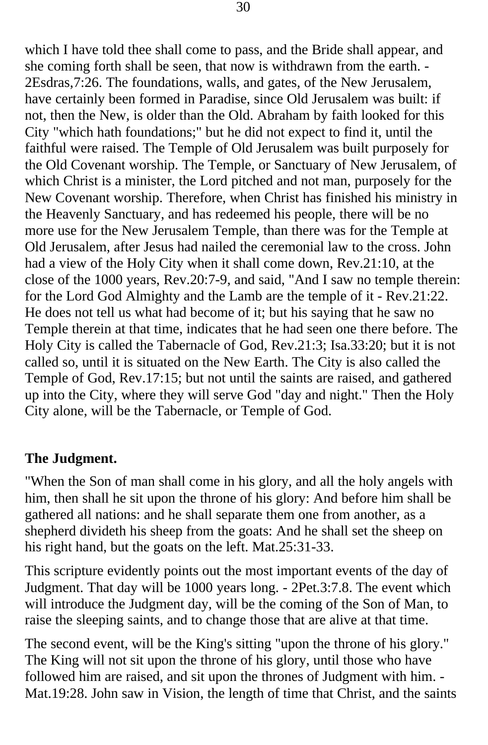which I have told thee shall come to pass, and the Bride shall appear, and she coming forth shall be seen, that now is withdrawn from the earth. - 2Esdras,7:26. The foundations, walls, and gates, of the New Jerusalem, have certainly been formed in Paradise, since Old Jerusalem was built: if not, then the New, is older than the Old. Abraham by faith looked for this City "which hath foundations;" but he did not expect to find it, until the faithful were raised. The Temple of Old Jerusalem was built purposely for the Old Covenant worship. The Temple, or Sanctuary of New Jerusalem, of which Christ is a minister, the Lord pitched and not man, purposely for the New Covenant worship. Therefore, when Christ has finished his ministry in the Heavenly Sanctuary, and has redeemed his people, there will be no more use for the New Jerusalem Temple, than there was for the Temple at Old Jerusalem, after Jesus had nailed the ceremonial law to the cross. John had a view of the Holy City when it shall come down, Rev.21:10, at the close of the 1000 years, Rev.20:7-9, and said, "And I saw no temple therein: for the Lord God Almighty and the Lamb are the temple of it - Rev.21:22. He does not tell us what had become of it; but his saying that he saw no Temple therein at that time, indicates that he had seen one there before. The Holy City is called the Tabernacle of God, Rev.21:3; Isa.33:20; but it is not called so, until it is situated on the New Earth. The City is also called the Temple of God, Rev.17:15; but not until the saints are raised, and gathered up into the City, where they will serve God "day and night." Then the Holy City alone, will be the Tabernacle, or Temple of God.

**The Judgment.**

"When the Son of man shall come in his glory, and all the holy angels with him, then shall he sit upon the throne of his glory: And before him shall be gathered all nations: and he shall separate them one from another, as a shepherd divideth his sheep from the goats: And he shall set the sheep on his right hand, but the goats on the left. Mat.25:31-33.

This scripture evidently points out the most important events of the day of Judgment. That day will be 1000 years long. - 2Pet.3:7.8. The event which will introduce the Judgment day, will be the coming of the Son of Man, to raise the sleeping saints, and to change those that are alive at that time.

The second event, will be the King's sitting "upon the throne of his glory." The King will not sit upon the throne of his glory, until those who have followed him are raised, and sit upon the thrones of Judgment with him. - Mat.19:28. John saw in Vision, the length of time that Christ, and the saints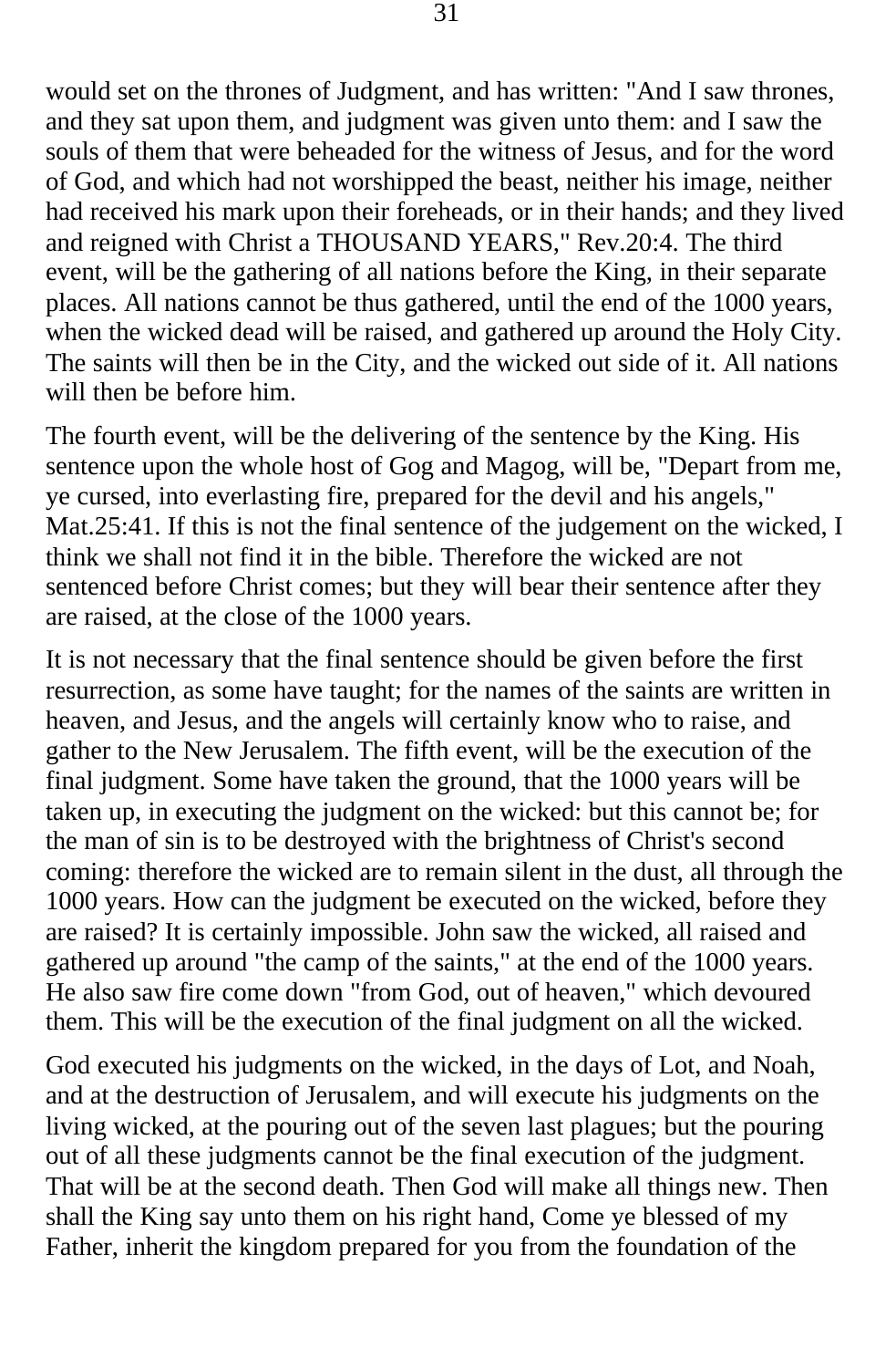would set on the thrones of Judgment, and has written: "And I saw thrones, and they sat upon them, and judgment was given unto them: and I saw the souls of them that were beheaded for the witness of Jesus, and for the word of God, and which had not worshipped the beast, neither his image, neither had received his mark upon their foreheads, or in their hands; and they lived and reigned with Christ a THOUSAND YEARS," Rev.20:4. The third event, will be the gathering of all nations before the King, in their separate places. All nations cannot be thus gathered, until the end of the 1000 years, when the wicked dead will be raised, and gathered up around the Holy City. The saints will then be in the City, and the wicked out side of it. All nations will then be before him.

The fourth event, will be the delivering of the sentence by the King. His sentence upon the whole host of Gog and Magog, will be, "Depart from me, ye cursed, into everlasting fire, prepared for the devil and his angels," Mat.25:41. If this is not the final sentence of the judgement on the wicked, I think we shall not find it in the bible. Therefore the wicked are not sentenced before Christ comes; but they will bear their sentence after they are raised, at the close of the 1000 years.

It is not necessary that the final sentence should be given before the first resurrection, as some have taught; for the names of the saints are written in heaven, and Jesus, and the angels will certainly know who to raise, and gather to the New Jerusalem. The fifth event, will be the execution of the final judgment. Some have taken the ground, that the 1000 years will be taken up, in executing the judgment on the wicked: but this cannot be; for the man of sin is to be destroyed with the brightness of Christ's second coming: therefore the wicked are to remain silent in the dust, all through the 1000 years. How can the judgment be executed on the wicked, before they are raised? It is certainly impossible. John saw the wicked, all raised and gathered up around "the camp of the saints," at the end of the 1000 years. He also saw fire come down "from God, out of heaven," which devoured them. This will be the execution of the final judgment on all the wicked.

God executed his judgments on the wicked, in the days of Lot, and Noah, and at the destruction of Jerusalem, and will execute his judgments on the living wicked, at the pouring out of the seven last plagues; but the pouring out of all these judgments cannot be the final execution of the judgment. That will be at the second death. Then God will make all things new. Then shall the King say unto them on his right hand, Come ye blessed of my Father, inherit the kingdom prepared for you from the foundation of the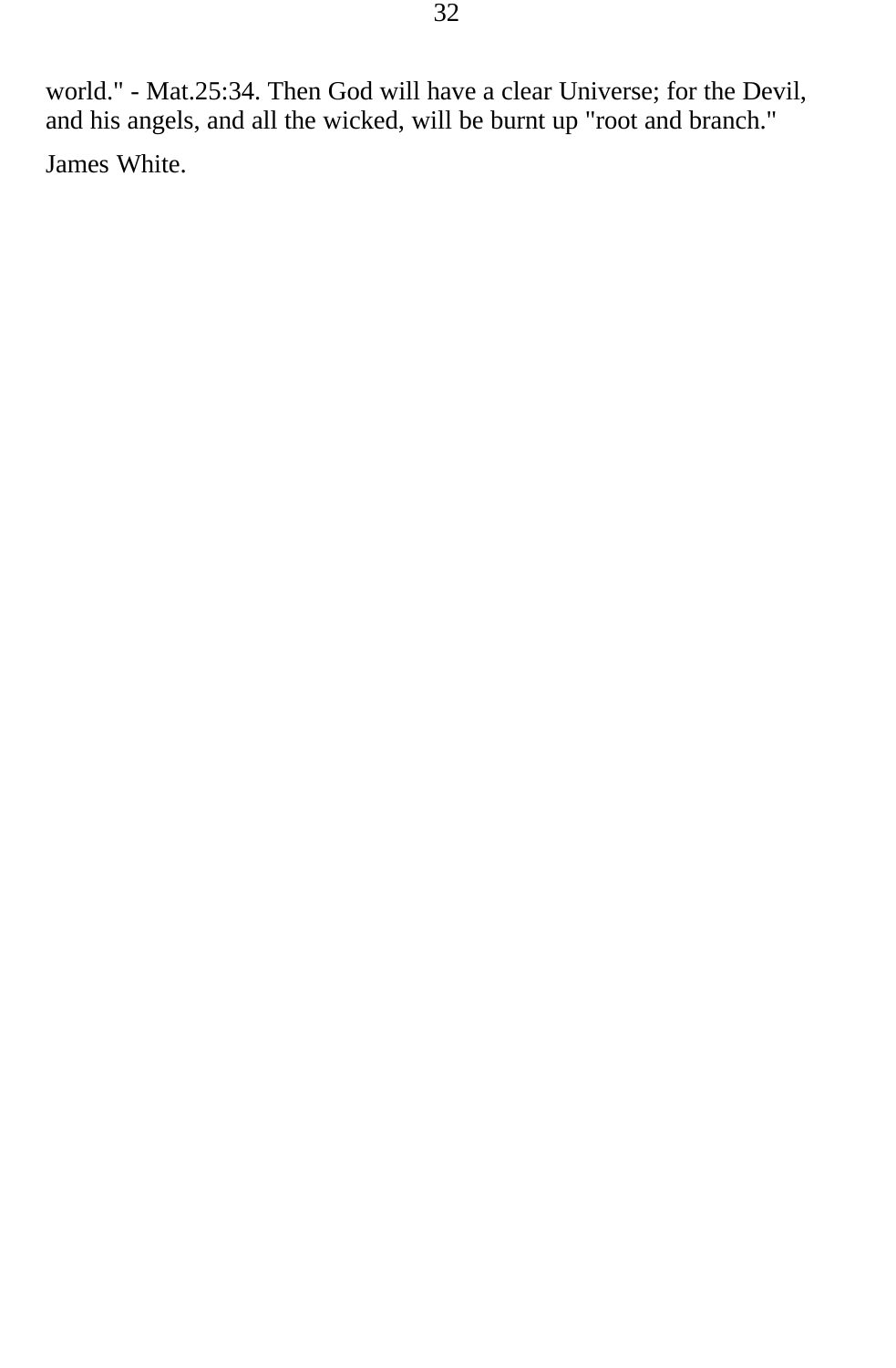world." - Mat.25:34. Then God will have a clear Universe; for the Devil, and his angels, and all the wicked, will be burnt up "root and branch."

James White.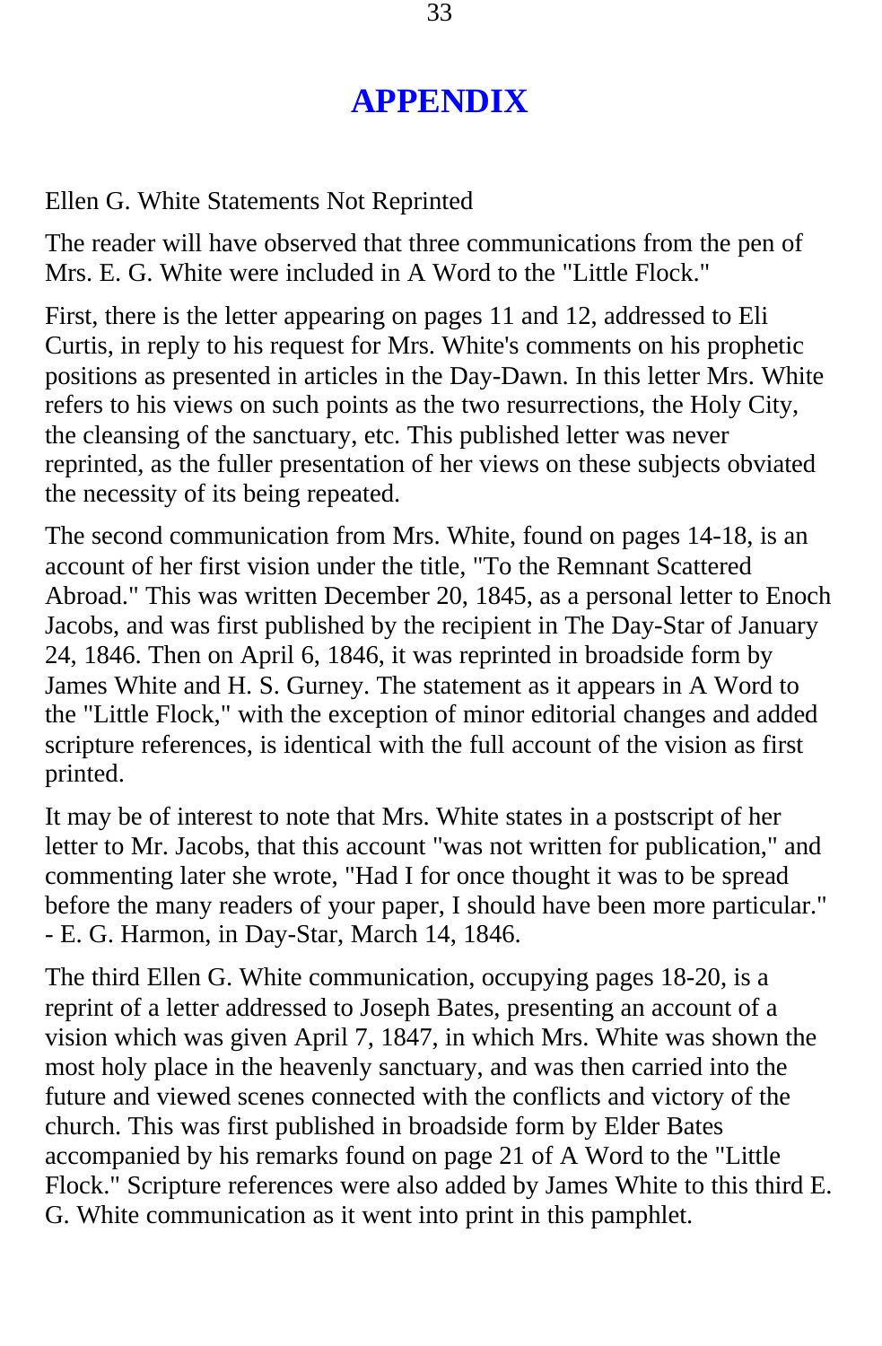# APPENDIX

Ellen G. White Statements Not Reprinted

The reader will have observed that three communications from the pen of Mrs. E. G. White were included in A Word to the "Little Flock."

First, there is the letter appearing on pages 11 and 12, addressed to Eli Curtis, in reply to his request for Mrs. White's comments on his prophetic positions as presented in articles in the Day-Dawn. In this letter Mrs. White refers to his views on such points as the two resurrections, the Holy City, the cleansing of the sanctuary, etc. This published letter was never reprinted, as the fuller presentation of her views on these subjects obviated the necessity of its being repeated.

The second communication from Mrs. White, found on pages 14-18, is an account of her first vision under the title, "To the Remnant Scattered Abroad." This was written December 20, 1845, as a personal letter to Enoch Jacobs, and was first published by the recipient in The Day-Star of January 24, 1846. Then on April 6, 1846, it was reprinted in broadside form by James White and H. S. Gurney. The statement as it appears in A Word to the "Little Flock," with the exception of minor editorial changes and added scripture references, is identical with the full account of the vision as first printed.

It may be of interest to note that Mrs. White states in a postscript of her letter to Mr. Jacobs, that this account "was not written for publication," and commenting later she wrote, "Had I for once thought it was to be spread before the many readers of your paper, I should have been more particular." - E. G. Harmon, in Day-Star, March 14, 1846.

The third Ellen G. White communication, occupying pages 18-20, is a reprint of a letter addressed to Joseph Bates, presenting an account of a vision which was given April 7, 1847, in which Mrs. White was shown the most holy place in the heavenly sanctuary, and was then carried into the future and viewed scenes connected with the conflicts and victory of the church. This was first published in broadside form by Elder Bates accompanied by his remarks found on page 21 of A Word to the "Little Flock." Scripture references were also added by James White to this third E. G. White communication as it went into print in this pamphlet.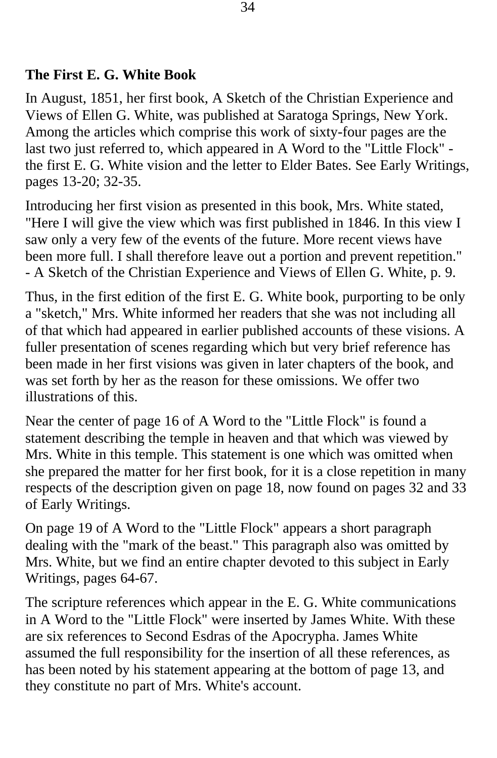**The First E. G. White Book**

In August, 1851, her first book, A Sketch of the Christian Experience and Views of Ellen G. White, was published at Saratoga Springs, New York. Among the articles which comprise this work of sixty-four pages are the last two just referred to, which appeared in A Word to the "Little Flock" - the first E. G. White vision and the letter to Elder Bates. See Early Writings, pages 13-20; 32-35.

Introducing her first vision as presented in this book, Mrs. White stated, "Here I will give the view which was first published in 1846. In this view I saw only a very few of the events of the future. More recent views have been more full. I shall therefore leave out a portion and prevent repetition." - A Sketch of the Christian Experience and Views of Ellen G. White, p. 9.

Thus, in the first edition of the first E. G. White book, purporting to be only a "sketch," Mrs. White informed her readers that she was not including all of that which had appeared in earlier published accounts of these visions. A fuller presentation of scenes regarding which but very brief reference has been made in her first visions was given in later chapters of the book, and was set forth by her as the reason for these omissions. We offer two illustrations of this.

Near the center of page 16 of A Word to the "Little Flock" is found a statement describing the temple in heaven and that which was viewed by Mrs. White in this temple. This statement is one which was omitted when she prepared the matter for her first book, for it is a close repetition in many respects of the description given on page 18, now found on pages 32 and 33 of Early Writings.

On page 19 of A Word to the "Little Flock" appears a short paragraph dealing with the "mark of the beast." This paragraph also was omitted by Mrs. White, but we find an entire chapter devoted to this subject in Early Writings, pages 64-67.

The scripture references which appear in the E. G. White communications in A Word to the "Little Flock" were inserted by James White. With these are six references to Second Esdras of the Apocrypha. James White assumed the full responsibility for the insertion of all these references, as has been noted by his statement appearing at the bottom of page 13, and they constitute no part of Mrs. White's account.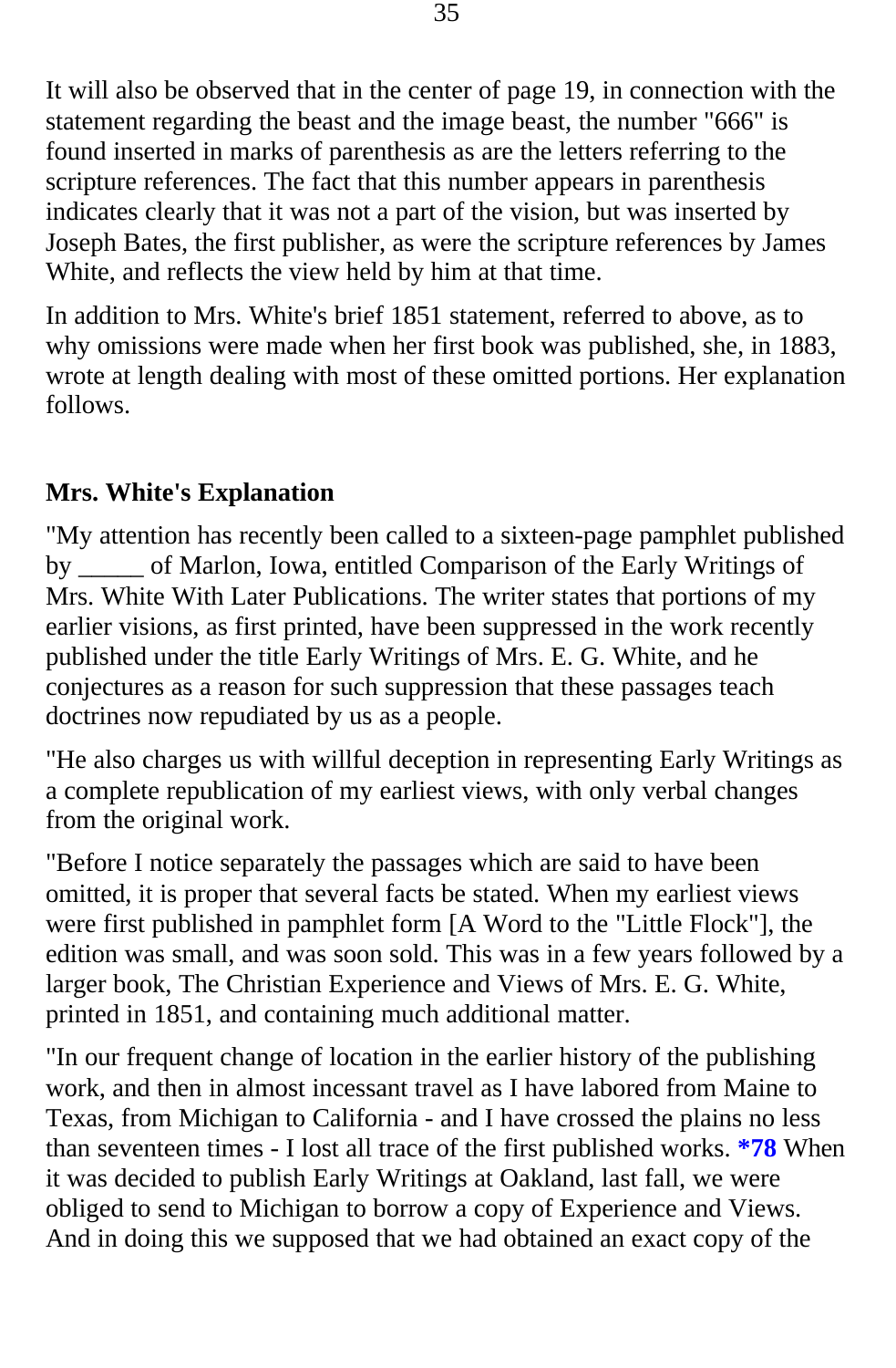It will also be observed that in the center of page 19, in connection with the statement regarding the beast and the image beast, the number "666" is found inserted in marks of parenthesis as are the letters referring to the scripture references. The fact that this number appears in parenthesis indicates clearly that it was not a part of the vision, but was inserted by Joseph Bates, the first publisher, as were the scripture references by James White, and reflects the view held by him at that time.

In addition to Mrs. White's brief 1851 statement, referred to above, as to why omissions were made when her first book was published, she, in 1883, wrote at length dealing with most of these omitted portions. Her explanation follows.

### Mrs. White's Explanation

"My attention has recently been called to a sixteen-page pamphlet published by _____ of Marlon, Iowa, entitled Comparison of the Early Writings of Mrs. White With Later Publications. The writer states that portions of my earlier visions, as first printed, have been suppressed in the work recently published under the title Early Writings of Mrs. E. G. White, and he conjectures as a reason for such suppression that these passages teach doctrines now repudiated by us as a people.

"He also charges us with willful deception in representing Early Writings as a complete republication of my earliest views, with only verbal changes from the original work.

"Before I notice separately the passages which are said to have been omitted, it is proper that several facts be stated. When my earliest views were first published in pamphlet form [A Word to the "Little Flock"], the edition was small, and was soon sold. This was in a few years followed by a larger book, The Christian Experience and Views of Mrs. E. G. White, printed in 1851, and containing much additional matter.

"In our frequent change of location in the earlier history of the publishing work, and then in almost incessant travel as I have labored from Maine to Texas, from Michigan to California - and I have crossed the plains no less than seventeen times - I lost all trace of the first published works. **\*78** When it was decided to publish Early Writings at Oakland, last fall, we were obliged to send to Michigan to borrow a copy of Experience and Views. And in doing this we supposed that we had obtained an exact copy of the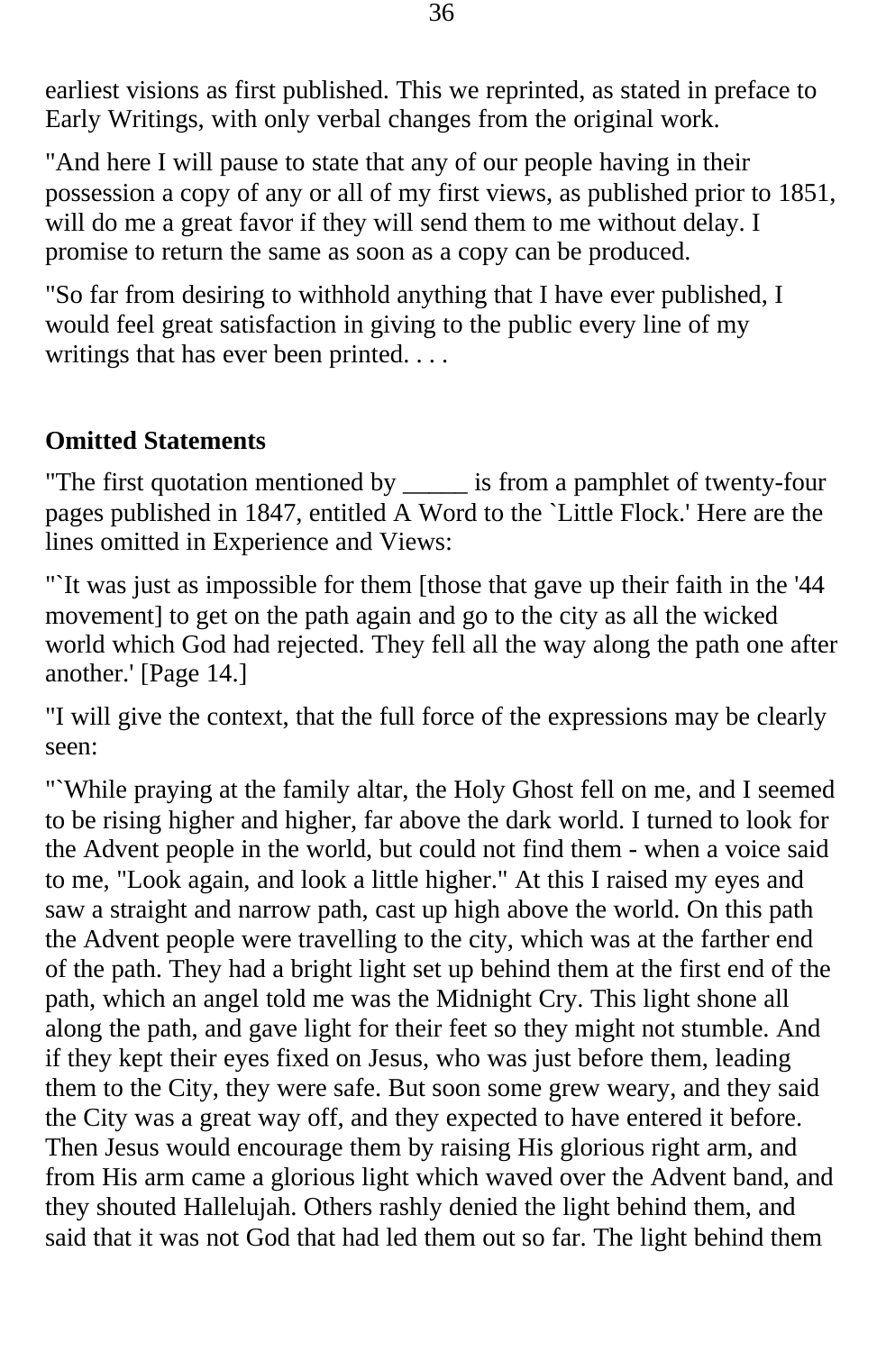earliest visions as first published. This we reprinted, as stated in preface to Early Writings, with only verbal changes from the original work.

"And here I will pause to state that any of our people having in their possession a copy of any or all of my first views, as published prior to 1851, will do me a great favor if they will send them to me without delay. I promise to return the same as soon as a copy can be produced.

"So far from desiring to withhold anything that I have ever published, I would feel great satisfaction in giving to the public every line of my writings that has ever been printed. . . .

**Omitted Statements**

"The first quotation mentioned by _____ is from a pamphlet of twenty-four pages published in 1847, entitled A Word to the `Little Flock.' Here are the lines omitted in Experience and Views:

"`It was just as impossible for them [those that gave up their faith in the '44 movement] to get on the path again and go to the city as all the wicked world which God had rejected. They fell all the way along the path one after another.' [Page 14.]

"I will give the context, that the full force of the expressions may be clearly seen:

"`While praying at the family altar, the Holy Ghost fell on me, and I seemed to be rising higher and higher, far above the dark world. I turned to look for the Advent people in the world, but could not find them - when a voice said to me, "Look again, and look a little higher." At this I raised my eyes and saw a straight and narrow path, cast up high above the world. On this path the Advent people were travelling to the city, which was at the farther end of the path. They had a bright light set up behind them at the first end of the path, which an angel told me was the Midnight Cry. This light shone all along the path, and gave light for their feet so they might not stumble. And if they kept their eyes fixed on Jesus, who was just before them, leading them to the City, they were safe. But soon some grew weary, and they said the City was a great way off, and they expected to have entered it before. Then Jesus would encourage them by raising His glorious right arm, and from His arm came a glorious light which waved over the Advent band, and they shouted Hallelujah. Others rashly denied the light behind them, and said that it was not God that had led them out so far. The light behind them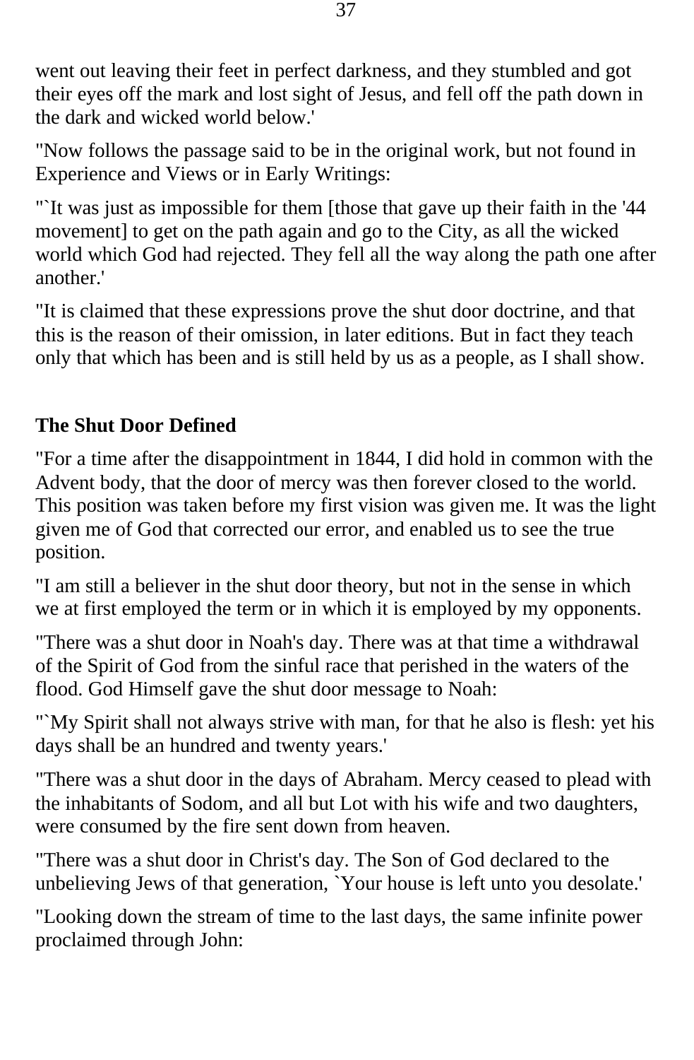went out leaving their feet in perfect darkness, and they stumbled and got their eyes off the mark and lost sight of Jesus, and fell off the path down in the dark and wicked world below.'

"Now follows the passage said to be in the original work, but not found in Experience and Views or in Early Writings:

"`It was just as impossible for them [those that gave up their faith in the '44 movement] to get on the path again and go to the City, as all the wicked world which God had rejected. They fell all the way along the path one after another.'

"It is claimed that these expressions prove the shut door doctrine, and that this is the reason of their omission, in later editions. But in fact they teach only that which has been and is still held by us as a people, as I shall show.

### The Shut Door Defined

"For a time after the disappointment in 1844, I did hold in common with the Advent body, that the door of mercy was then forever closed to the world. This position was taken before my first vision was given me. It was the light given me of God that corrected our error, and enabled us to see the true position.

"I am still a believer in the shut door theory, but not in the sense in which we at first employed the term or in which it is employed by my opponents.

"There was a shut door in Noah's day. There was at that time a withdrawal of the Spirit of God from the sinful race that perished in the waters of the flood. God Himself gave the shut door message to Noah:

"`My Spirit shall not always strive with man, for that he also is flesh: yet his days shall be an hundred and twenty years.'

"There was a shut door in the days of Abraham. Mercy ceased to plead with the inhabitants of Sodom, and all but Lot with his wife and two daughters, were consumed by the fire sent down from heaven.

"There was a shut door in Christ's day. The Son of God declared to the unbelieving Jews of that generation, `Your house is left unto you desolate.'

"Looking down the stream of time to the last days, the same infinite power proclaimed through John: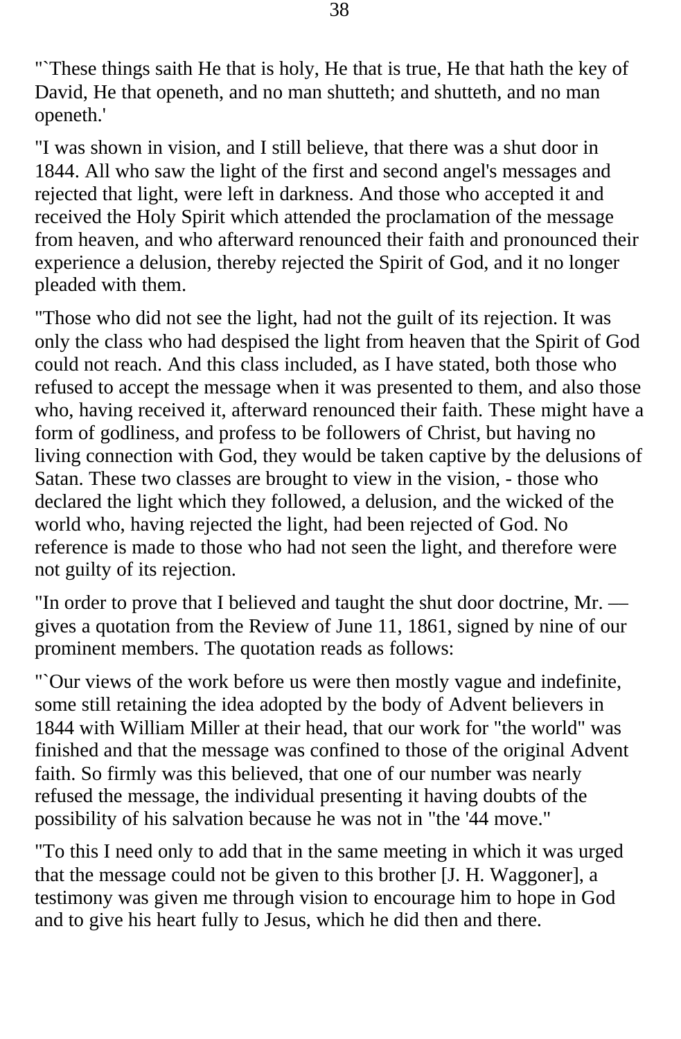"`These things saith He that is holy, He that is true, He that hath the key of David, He that openeth, and no man shutteth; and shutteth, and no man openeth.'

"I was shown in vision, and I still believe, that there was a shut door in 1844. All who saw the light of the first and second angel's messages and rejected that light, were left in darkness. And those who accepted it and received the Holy Spirit which attended the proclamation of the message from heaven, and who afterward renounced their faith and pronounced their experience a delusion, thereby rejected the Spirit of God, and it no longer pleaded with them.

"Those who did not see the light, had not the guilt of its rejection. It was only the class who had despised the light from heaven that the Spirit of God could not reach. And this class included, as I have stated, both those who refused to accept the message when it was presented to them, and also those who, having received it, afterward renounced their faith. These might have a form of godliness, and profess to be followers of Christ, but having no living connection with God, they would be taken captive by the delusions of Satan. These two classes are brought to view in the vision, - those who declared the light which they followed, a delusion, and the wicked of the world who, having rejected the light, had been rejected of God. No reference is made to those who had not seen the light, and therefore were not guilty of its rejection.

"In order to prove that I believed and taught the shut door doctrine, Mr. — gives a quotation from the Review of June 11, 1861, signed by nine of our prominent members. The quotation reads as follows:

"`Our views of the work before us were then mostly vague and indefinite, some still retaining the idea adopted by the body of Advent believers in 1844 with William Miller at their head, that our work for "the world" was finished and that the message was confined to those of the original Advent faith. So firmly was this believed, that one of our number was nearly refused the message, the individual presenting it having doubts of the possibility of his salvation because he was not in "the '44 move."

"To this I need only to add that in the same meeting in which it was urged that the message could not be given to this brother [J. H. Waggoner], a testimony was given me through vision to encourage him to hope in God and to give his heart fully to Jesus, which he did then and there.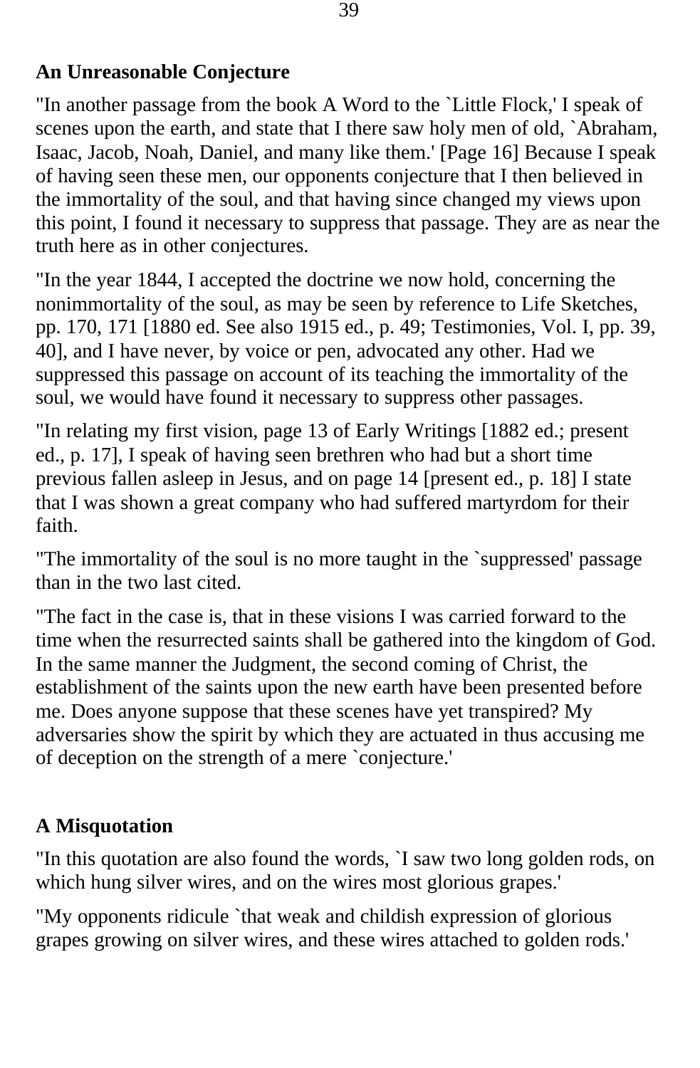**An Unreasonable Conjecture**

"In another passage from the book A Word to the `Little Flock,' I speak of scenes upon the earth, and state that I there saw holy men of old, `Abraham, Isaac, Jacob, Noah, Daniel, and many like them.' [Page 16] Because I speak of having seen these men, our opponents conjecture that I then believed in the immortality of the soul, and that having since changed my views upon this point, I found it necessary to suppress that passage. They are as near the truth here as in other conjectures.

"In the year 1844, I accepted the doctrine we now hold, concerning the nonimmortality of the soul, as may be seen by reference to Life Sketches, pp. 170, 171 [1880 ed. See also 1915 ed., p. 49; Testimonies, Vol. I, pp. 39, 40], and I have never, by voice or pen, advocated any other. Had we suppressed this passage on account of its teaching the immortality of the soul, we would have found it necessary to suppress other passages.

"In relating my first vision, page 13 of Early Writings [1882 ed.; present ed., p. 17], I speak of having seen brethren who had but a short time previous fallen asleep in Jesus, and on page 14 [present ed., p. 18] I state that I was shown a great company who had suffered martyrdom for their faith.

"The immortality of the soul is no more taught in the `suppressed' passage than in the two last cited.

"The fact in the case is, that in these visions I was carried forward to the time when the resurrected saints shall be gathered into the kingdom of God. In the same manner the Judgment, the second coming of Christ, the establishment of the saints upon the new earth have been presented before me. Does anyone suppose that these scenes have yet transpired? My adversaries show the spirit by which they are actuated in thus accusing me of deception on the strength of a mere `conjecture.'

**A Misquotation**

"In this quotation are also found the words, `I saw two long golden rods, on which hung silver wires, and on the wires most glorious grapes.'

"My opponents ridicule `that weak and childish expression of glorious grapes growing on silver wires, and these wires attached to golden rods.'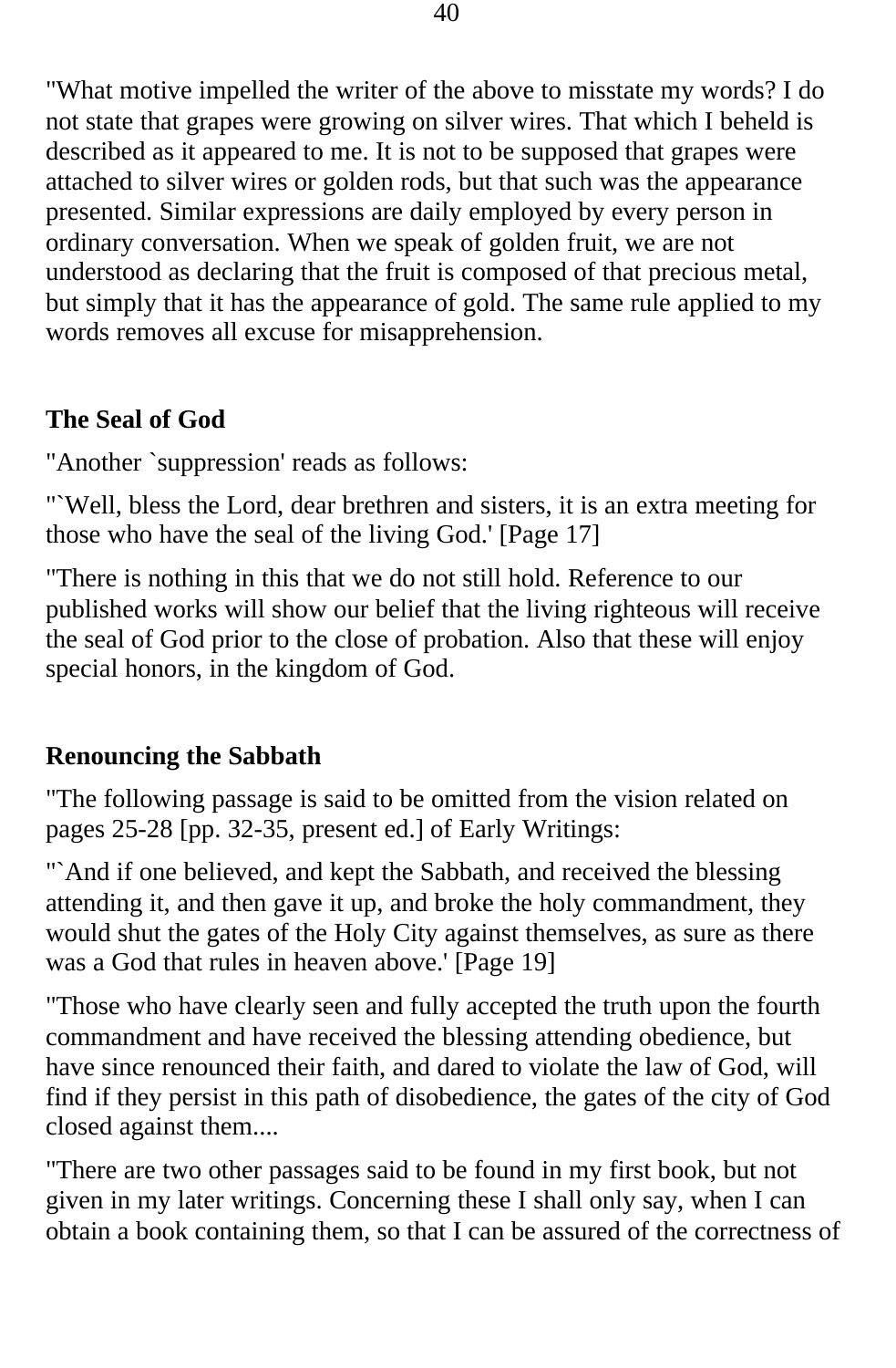"What motive impelled the writer of the above to misstate my words? I do not state that grapes were growing on silver wires. That which I beheld is described as it appeared to me. It is not to be supposed that grapes were attached to silver wires or golden rods, but that such was the appearance presented. Similar expressions are daily employed by every person in ordinary conversation. When we speak of golden fruit, we are not understood as declaring that the fruit is composed of that precious metal, but simply that it has the appearance of gold. The same rule applied to my words removes all excuse for misapprehension.

**The Seal of God**

"Another `suppression' reads as follows:

"`Well, bless the Lord, dear brethren and sisters, it is an extra meeting for those who have the seal of the living God.' [Page 17]

"There is nothing in this that we do not still hold. Reference to our published works will show our belief that the living righteous will receive the seal of God prior to the close of probation. Also that these will enjoy special honors, in the kingdom of God.

**Renouncing the Sabbath**

"The following passage is said to be omitted from the vision related on pages 25-28 [pp. 32-35, present ed.] of Early Writings:

"`And if one believed, and kept the Sabbath, and received the blessing attending it, and then gave it up, and broke the holy commandment, they would shut the gates of the Holy City against themselves, as sure as there was a God that rules in heaven above.' [Page 19]

"Those who have clearly seen and fully accepted the truth upon the fourth commandment and have received the blessing attending obedience, but have since renounced their faith, and dared to violate the law of God, will find if they persist in this path of disobedience, the gates of the city of God closed against them....

"There are two other passages said to be found in my first book, but not given in my later writings. Concerning these I shall only say, when I can obtain a book containing them, so that I can be assured of the correctness of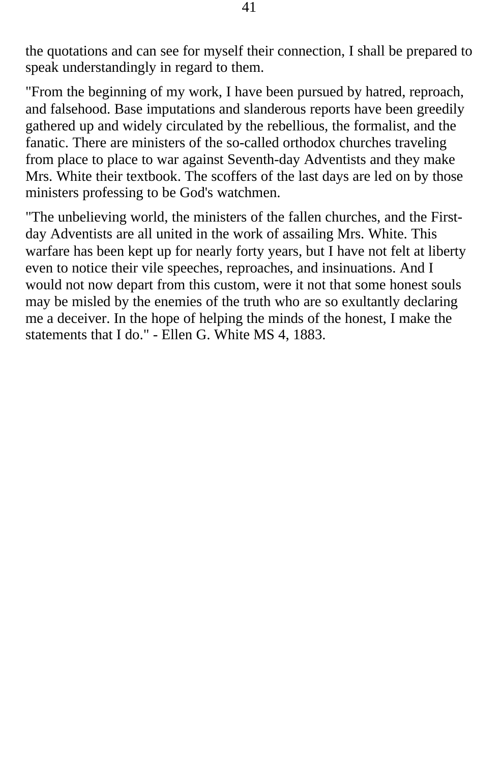the quotations and can see for myself their connection, I shall be prepared to speak understandingly in regard to them.

"From the beginning of my work, I have been pursued by hatred, reproach, and falsehood. Base imputations and slanderous reports have been greedily gathered up and widely circulated by the rebellious, the formalist, and the fanatic. There are ministers of the so-called orthodox churches traveling from place to place to war against Seventh-day Adventists and they make Mrs. White their textbook. The scoffers of the last days are led on by those ministers professing to be God's watchmen.

"The unbelieving world, the ministers of the fallen churches, and the First-day Adventists are all united in the work of assailing Mrs. White. This warfare has been kept up for nearly forty years, but I have not felt at liberty even to notice their vile speeches, reproaches, and insinuations. And I would not now depart from this custom, were it not that some honest souls may be misled by the enemies of the truth who are so exultantly declaring me a deceiver. In the hope of helping the minds of the honest, I make the statements that I do." - Ellen G. White MS 4, 1883.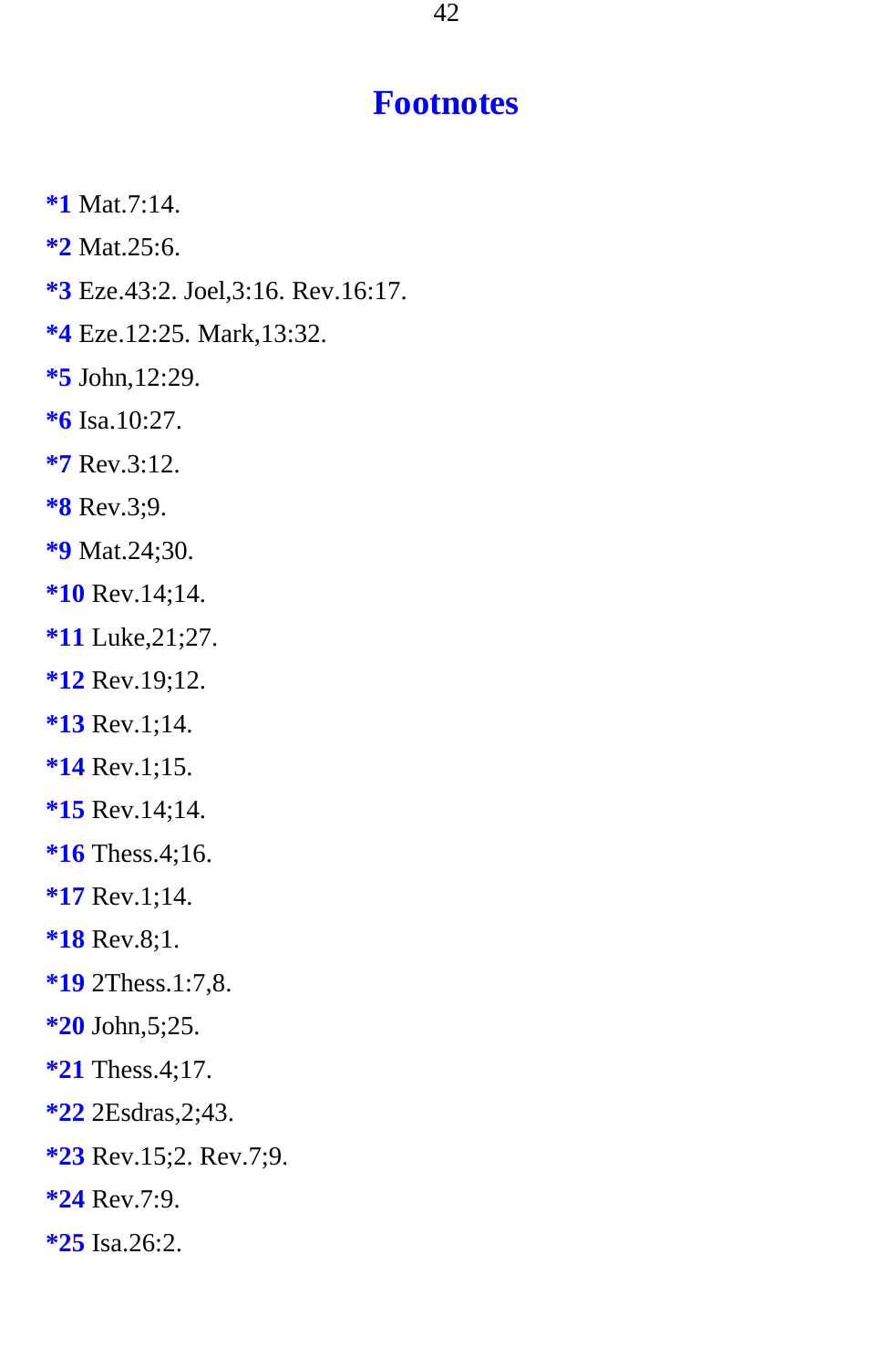# Footnotes

**\*1** Mat.7:14.

**\*2** Mat.25:6.

**\*3** Eze.43:2. Joel,3:16. Rev.16:17.

**\*4** Eze.12:25. Mark,13:32.

**\*5** John,12:29.

**\*6** Isa.10:27.

**\*7** Rev.3:12.

**\*8** Rev.3;9.

**\*9** Mat.24;30.

**\*10** Rev.14;14.

**\*11** Luke,21;27.

**\*12** Rev.19;12.

**\*13** Rev.1;14.

**\*14** Rev.1;15.

**\*15** Rev.14;14.

**\*16** Thess.4;16.

**\*17** Rev.1;14.

**\*18** Rev.8;1.

**\*19** 2Thess.1:7,8.

**\*20** John,5;25.

**\*21** Thess.4;17.

**\*22** 2Esdras,2;43.

**\*23** Rev.15;2. Rev.7;9.

**\*24** Rev.7:9.

**\*25** Isa.26:2.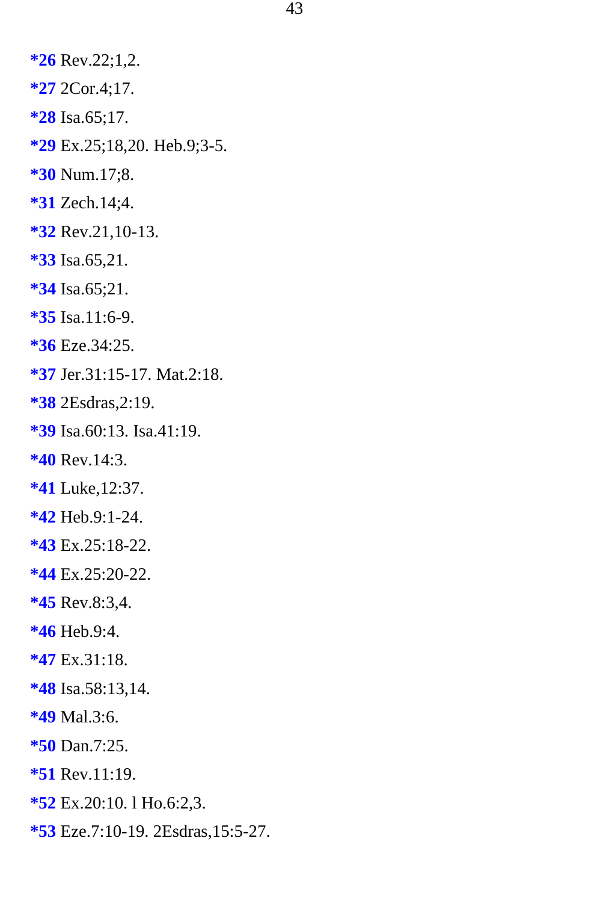**\*26** Rev.22;1,2.

**\*27** 2Cor.4;17.

**\*28** Isa.65;17.

**\*29** Ex.25;18,20. Heb.9;3-5.

**\*30** Num.17;8.

**\*31** Zech.14;4.

**\*32** Rev.21,10-13.

**\*33** Isa.65,21.

**\*34** Isa.65;21.

**\*35** Isa.11:6-9.

**\*36** Eze.34:25.

**\*37** Jer.31:15-17. Mat.2:18.

**\*38** 2Esdras,2:19.

**\*39** Isa.60:13. Isa.41:19.

**\*40** Rev.14:3.

**\*41** Luke,12:37.

**\*42** Heb.9:1-24.

**\*43** Ex.25:18-22.

**\*44** Ex.25:20-22.

**\*45** Rev.8:3,4.

**\*46** Heb.9:4.

**\*47** Ex.31:18.

**\*48** Isa.58:13,14.

**\*49** Mal.3:6.

**\*50** Dan.7:25.

**\*51** Rev.11:19.

**\*52** Ex.20:10. l Ho.6:2,3.

**\*53** Eze.7:10-19. 2Esdras,15:5-27.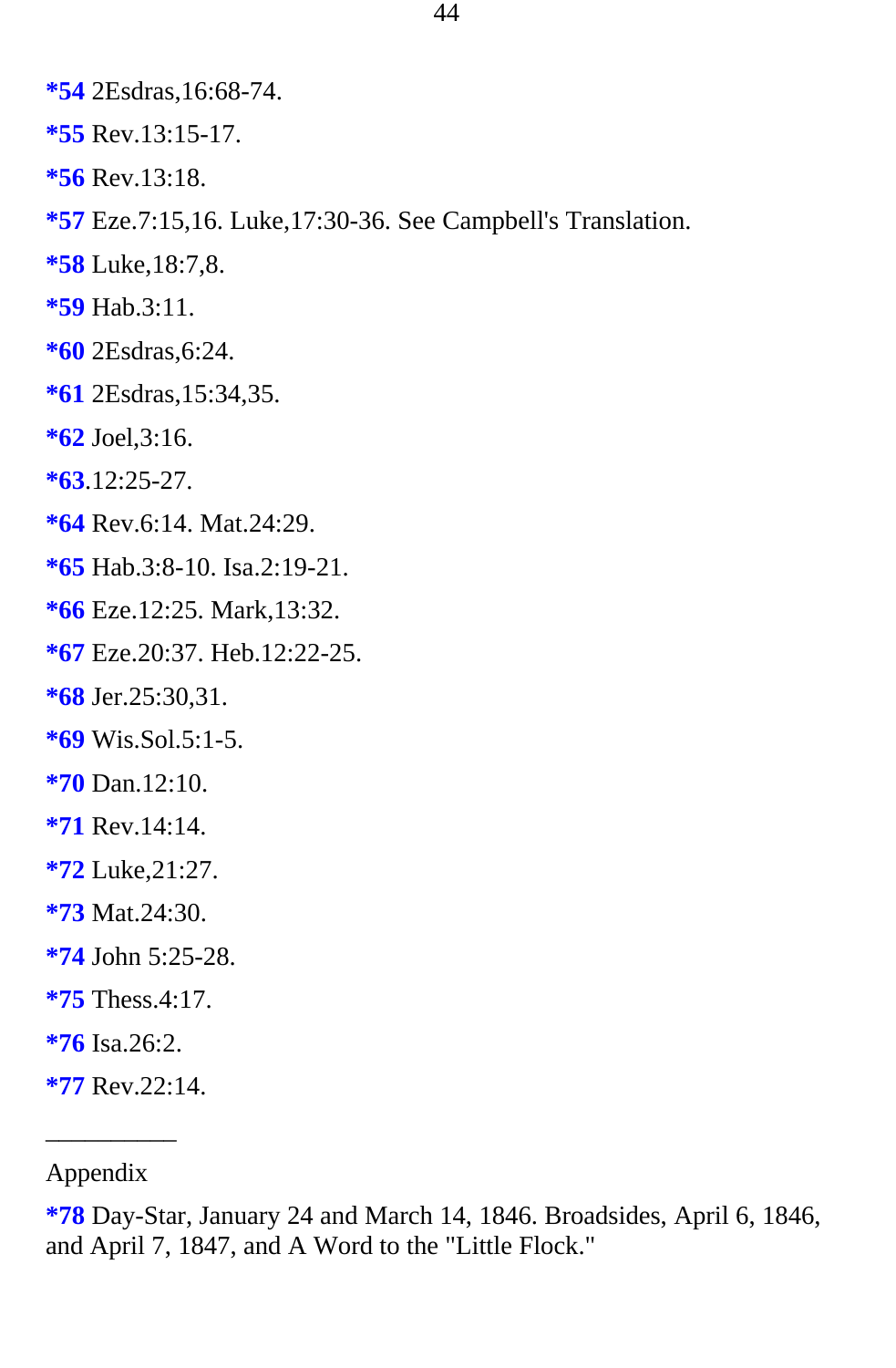**\*54** 2Esdras,16:68-74.

**\*55** Rev.13:15-17.

**\*56** Rev.13:18.

**\*57** Eze.7:15,16. Luke,17:30-36. See Campbell's Translation.

**\*58** Luke,18:7,8.

**\*59** Hab.3:11.

**\*60** 2Esdras,6:24.

**\*61** 2Esdras,15:34,35.

**\*62** Joel,3:16.

**\*63**.12:25-27.

**\*64** Rev.6:14. Mat.24:29.

**\*65** Hab.3:8-10. Isa.2:19-21.

**\*66** Eze.12:25. Mark,13:32.

**\*67** Eze.20:37. Heb.12:22-25.

**\*68** Jer.25:30,31.

**\*69** Wis.Sol.5:1-5.

**\*70** Dan.12:10.

**\*71** Rev.14:14.

**\*72** Luke,21:27.

**\*73** Mat.24:30.

**\*74** John 5:25-28.

**\*75** Thess.4:17.

**\*76** Isa.26:2.

**\*77** Rev.22:14.

———————

Appendix

**\*78** Day-Star, January 24 and March 14, 1846. Broadsides, April 6, 1846, and April 7, 1847, and A Word to the "Little Flock."